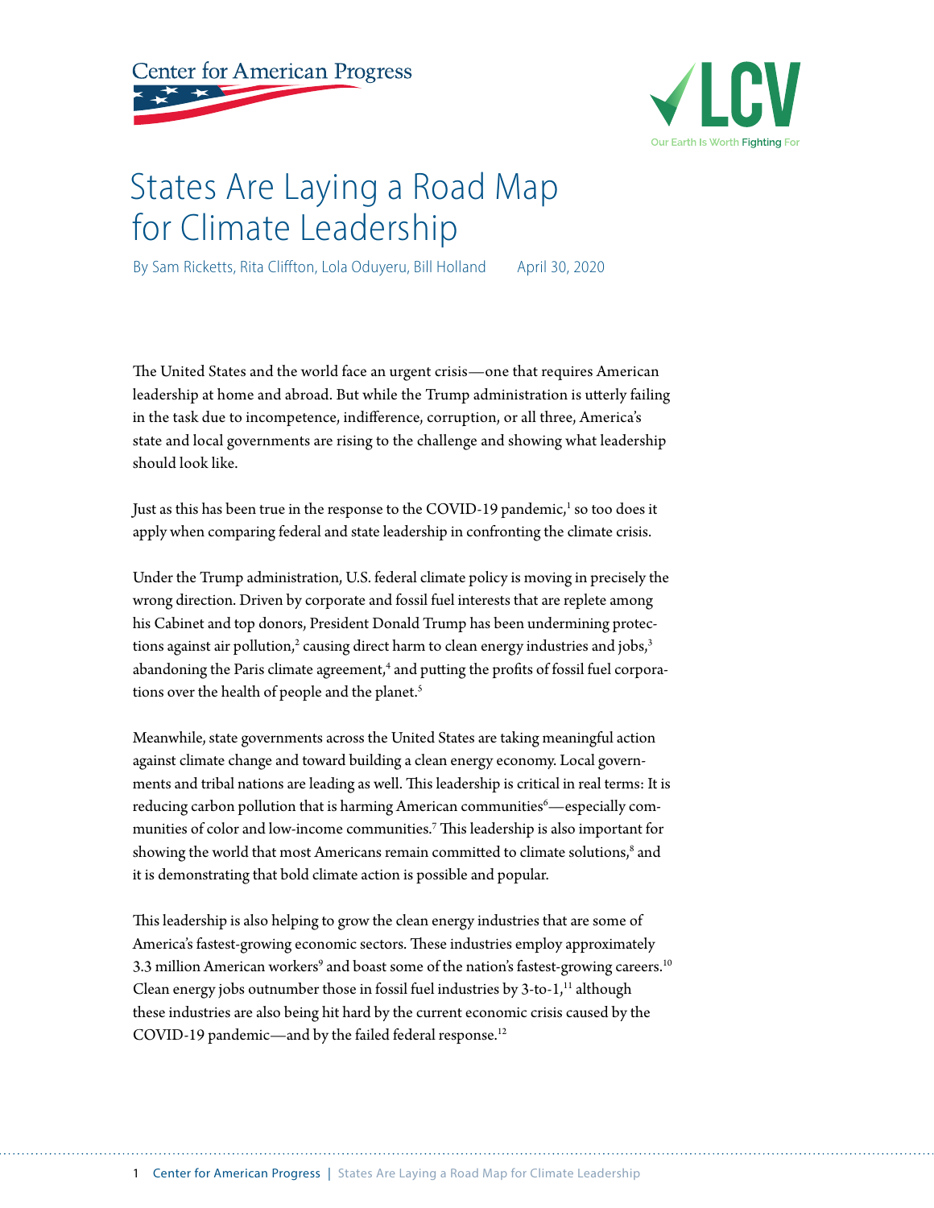Center for American Progress

LCV
Our Earth Is Worth Fighting For

# States Are Laying a Road Map for Climate Leadership

By Sam Ricketts, Rita Cliffton, Lola Oduyeru, Bill Holland    April 30, 2020

The United States and the world face an urgent crisis—one that requires American leadership at home and abroad. But while the Trump administration is utterly failing in the task due to incompetence, indifference, corruption, or all three, America's state and local governments are rising to the challenge and showing what leadership should look like.

Just as this has been true in the response to the COVID-19 pandemic,[1] so too does it apply when comparing federal and state leadership in confronting the climate crisis.

Under the Trump administration, U.S. federal climate policy is moving in precisely the wrong direction. Driven by corporate and fossil fuel interests that are replete among his Cabinet and top donors, President Donald Trump has been undermining protections against air pollution,[2] causing direct harm to clean energy industries and jobs,[3] abandoning the Paris climate agreement,[4] and putting the profits of fossil fuel corporations over the health of people and the planet.[5]

Meanwhile, state governments across the United States are taking meaningful action against climate change and toward building a clean energy economy. Local governments and tribal nations are leading as well. This leadership is critical in real terms: It is reducing carbon pollution that is harming American communities[6]—especially communities of color and low-income communities.[7] This leadership is also important for showing the world that most Americans remain committed to climate solutions,[8] and it is demonstrating that bold climate action is possible and popular.

This leadership is also helping to grow the clean energy industries that are some of America's fastest-growing economic sectors. These industries employ approximately 3.3 million American workers[9] and boast some of the nation's fastest-growing careers.[10] Clean energy jobs outnumber those in fossil fuel industries by 3-to-1,[11] although these industries are also being hit hard by the current economic crisis caused by the COVID-19 pandemic—and by the failed federal response.[12]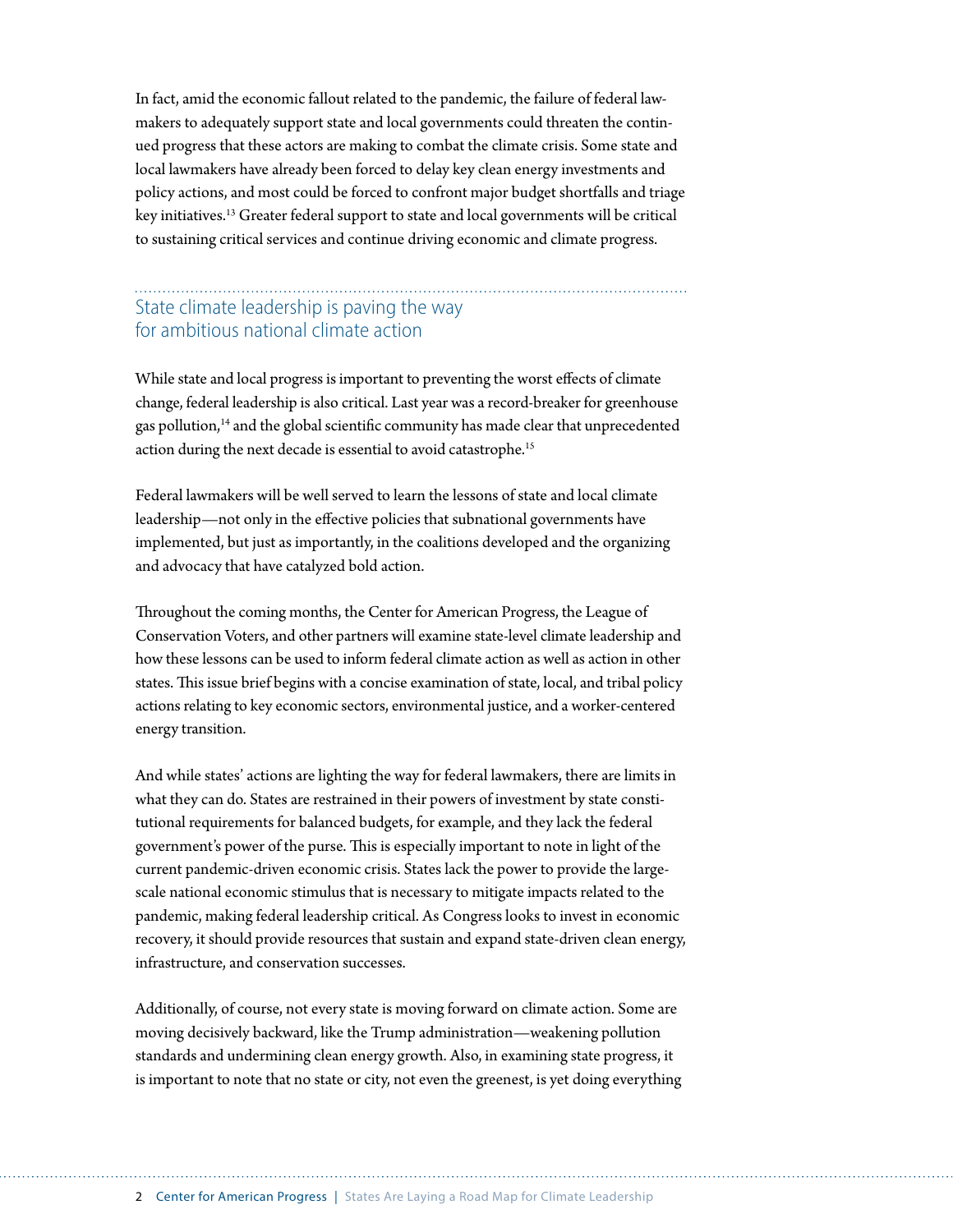In fact, amid the economic fallout related to the pandemic, the failure of federal lawmakers to adequately support state and local governments could threaten the continued progress that these actors are making to combat the climate crisis. Some state and local lawmakers have already been forced to delay key clean energy investments and policy actions, and most could be forced to confront major budget shortfalls and triage key initiatives.[13] Greater federal support to state and local governments will be critical to sustaining critical services and continue driving economic and climate progress.

## State climate leadership is paving the way for ambitious national climate action

While state and local progress is important to preventing the worst effects of climate change, federal leadership is also critical. Last year was a record-breaker for greenhouse gas pollution,[14] and the global scientific community has made clear that unprecedented action during the next decade is essential to avoid catastrophe.[15]

Federal lawmakers will be well served to learn the lessons of state and local climate leadership—not only in the effective policies that subnational governments have implemented, but just as importantly, in the coalitions developed and the organizing and advocacy that have catalyzed bold action.

Throughout the coming months, the Center for American Progress, the League of Conservation Voters, and other partners will examine state-level climate leadership and how these lessons can be used to inform federal climate action as well as action in other states. This issue brief begins with a concise examination of state, local, and tribal policy actions relating to key economic sectors, environmental justice, and a worker-centered energy transition.

And while states' actions are lighting the way for federal lawmakers, there are limits in what they can do. States are restrained in their powers of investment by state constitutional requirements for balanced budgets, for example, and they lack the federal government's power of the purse. This is especially important to note in light of the current pandemic-driven economic crisis. States lack the power to provide the large-scale national economic stimulus that is necessary to mitigate impacts related to the pandemic, making federal leadership critical. As Congress looks to invest in economic recovery, it should provide resources that sustain and expand state-driven clean energy, infrastructure, and conservation successes.

Additionally, of course, not every state is moving forward on climate action. Some are moving decisively backward, like the Trump administration—weakening pollution standards and undermining clean energy growth. Also, in examining state progress, it is important to note that no state or city, not even the greenest, is yet doing everything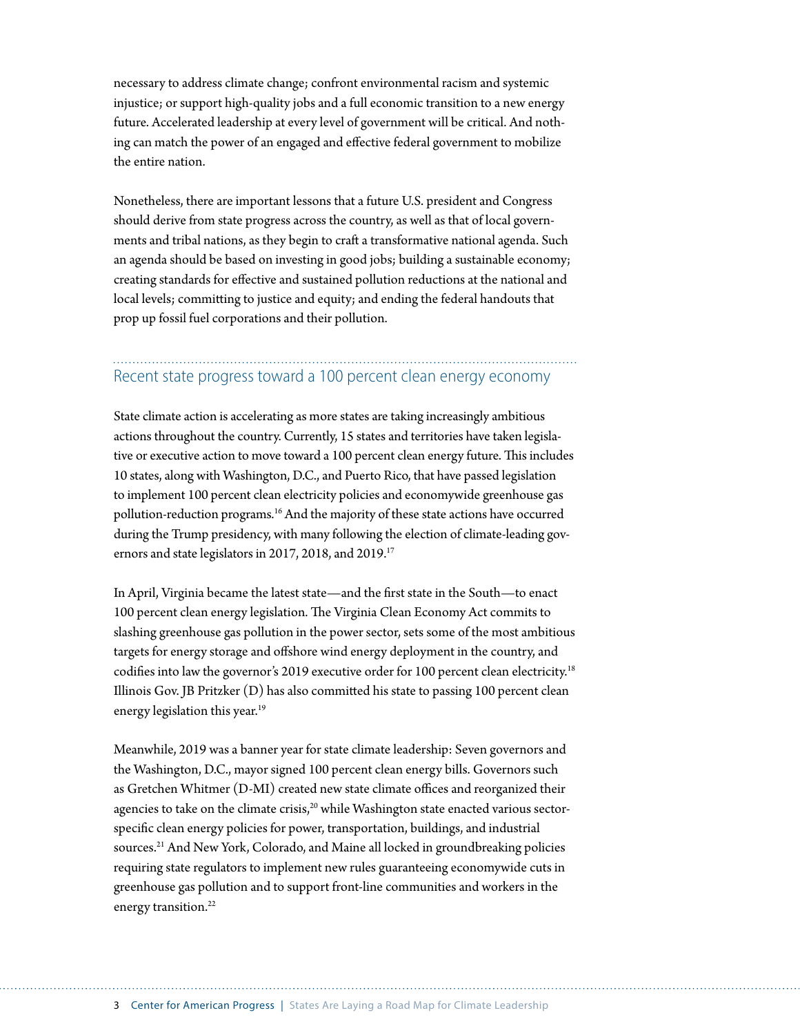necessary to address climate change; confront environmental racism and systemic injustice; or support high-quality jobs and a full economic transition to a new energy future. Accelerated leadership at every level of government will be critical. And nothing can match the power of an engaged and effective federal government to mobilize the entire nation.

Nonetheless, there are important lessons that a future U.S. president and Congress should derive from state progress across the country, as well as that of local governments and tribal nations, as they begin to craft a transformative national agenda. Such an agenda should be based on investing in good jobs; building a sustainable economy; creating standards for effective and sustained pollution reductions at the national and local levels; committing to justice and equity; and ending the federal handouts that prop up fossil fuel corporations and their pollution.

## Recent state progress toward a 100 percent clean energy economy

State climate action is accelerating as more states are taking increasingly ambitious actions throughout the country. Currently, 15 states and territories have taken legislative or executive action to move toward a 100 percent clean energy future. This includes 10 states, along with Washington, D.C., and Puerto Rico, that have passed legislation to implement 100 percent clean electricity policies and economywide greenhouse gas pollution-reduction programs.[16] And the majority of these state actions have occurred during the Trump presidency, with many following the election of climate-leading governors and state legislators in 2017, 2018, and 2019.[17]

In April, Virginia became the latest state—and the first state in the South—to enact 100 percent clean energy legislation. The Virginia Clean Economy Act commits to slashing greenhouse gas pollution in the power sector, sets some of the most ambitious targets for energy storage and offshore wind energy deployment in the country, and codifies into law the governor's 2019 executive order for 100 percent clean electricity.[18] Illinois Gov. JB Pritzker (D) has also committed his state to passing 100 percent clean energy legislation this year.[19]

Meanwhile, 2019 was a banner year for state climate leadership: Seven governors and the Washington, D.C., mayor signed 100 percent clean energy bills. Governors such as Gretchen Whitmer (D-MI) created new state climate offices and reorganized their agencies to take on the climate crisis,[20] while Washington state enacted various sector-specific clean energy policies for power, transportation, buildings, and industrial sources.[21] And New York, Colorado, and Maine all locked in groundbreaking policies requiring state regulators to implement new rules guaranteeing economywide cuts in greenhouse gas pollution and to support front-line communities and workers in the energy transition.[22]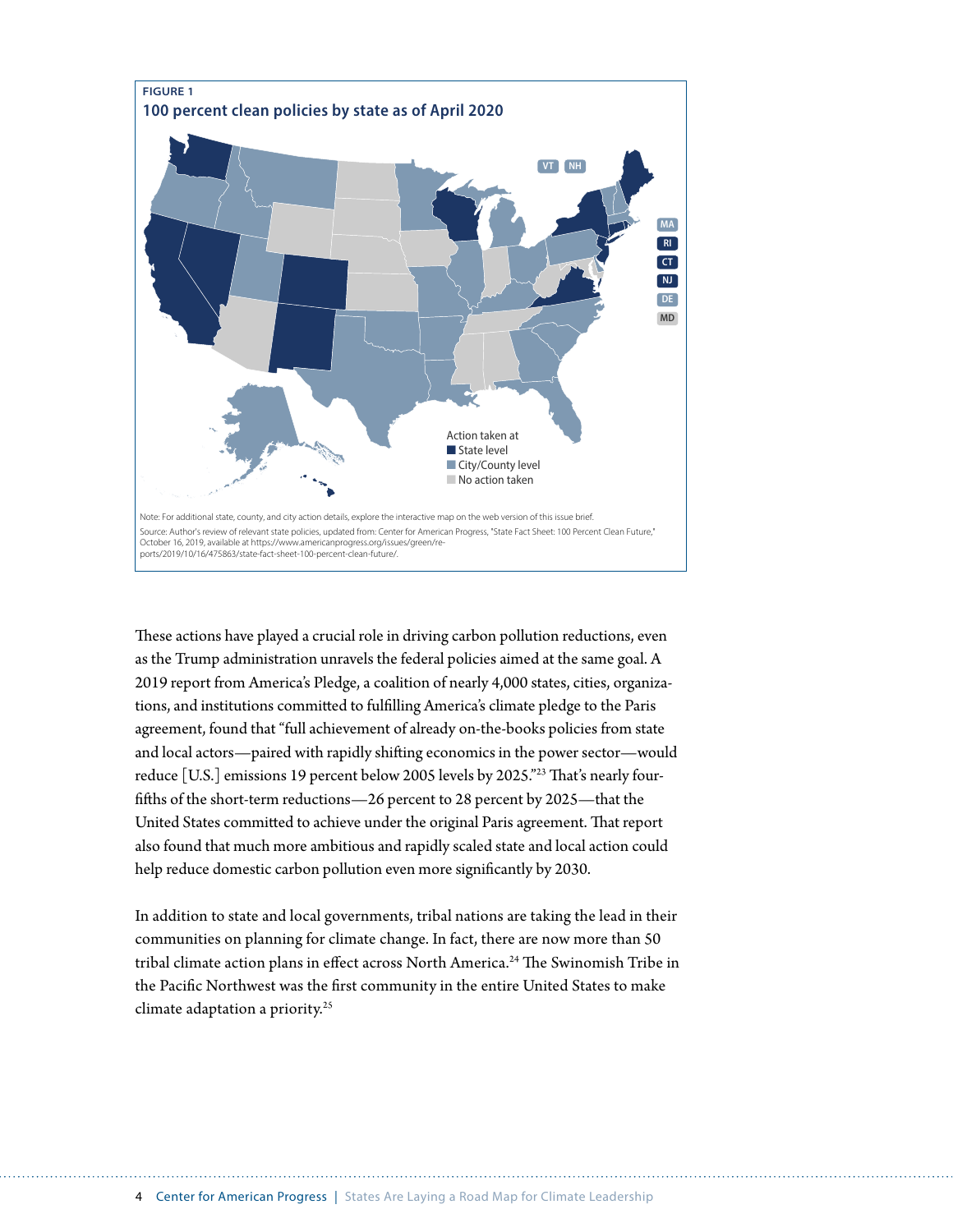**FIGURE 1**

**100 percent clean policies by state as of April 2020**

Action taken at
- State level
- City/County level
- No action taken

Note: For additional state, county, and city action details, explore the interactive map on the web version of this issue brief.

Source: Author's review of relevant state policies, updated from: Center for American Progress, "State Fact Sheet: 100 Percent Clean Future," October 16, 2019, available at https://www.americanprogress.org/issues/green/reports/2019/10/16/475863/state-fact-sheet-100-percent-clean-future/.

These actions have played a crucial role in driving carbon pollution reductions, even as the Trump administration unravels the federal policies aimed at the same goal. A 2019 report from America's Pledge, a coalition of nearly 4,000 states, cities, organizations, and institutions committed to fulfilling America's climate pledge to the Paris agreement, found that "full achievement of already on-the-books policies from state and local actors—paired with rapidly shifting economics in the power sector—would reduce [U.S.] emissions 19 percent below 2005 levels by 2025."[23] That's nearly four-fifths of the short-term reductions—26 percent to 28 percent by 2025—that the United States committed to achieve under the original Paris agreement. That report also found that much more ambitious and rapidly scaled state and local action could help reduce domestic carbon pollution even more significantly by 2030.

In addition to state and local governments, tribal nations are taking the lead in their communities on planning for climate change. In fact, there are now more than 50 tribal climate action plans in effect across North America.[24] The Swinomish Tribe in the Pacific Northwest was the first community in the entire United States to make climate adaptation a priority.[25]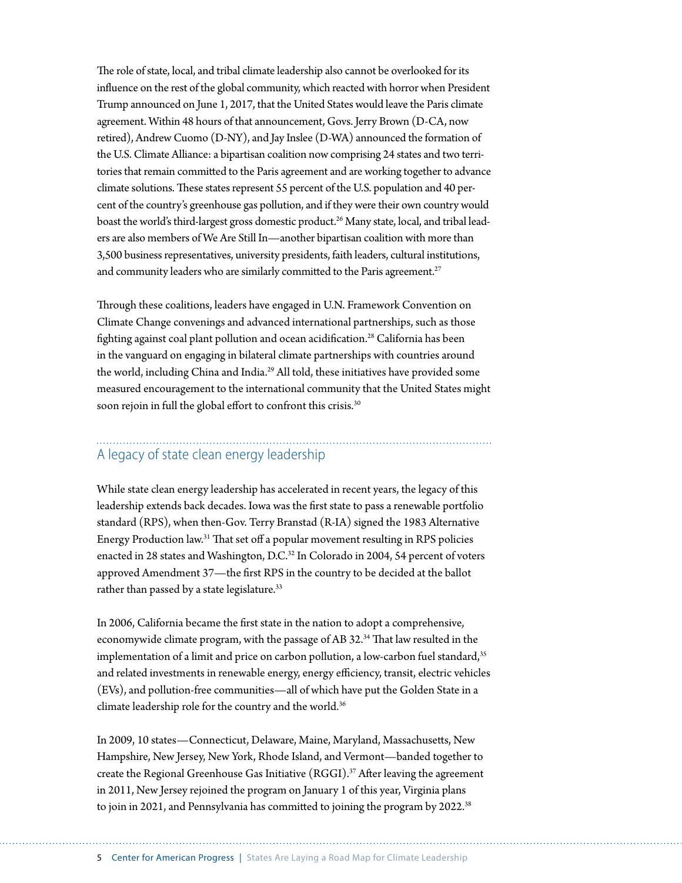The role of state, local, and tribal climate leadership also cannot be overlooked for its influence on the rest of the global community, which reacted with horror when President Trump announced on June 1, 2017, that the United States would leave the Paris climate agreement. Within 48 hours of that announcement, Govs. Jerry Brown (D-CA, now retired), Andrew Cuomo (D-NY), and Jay Inslee (D-WA) announced the formation of the U.S. Climate Alliance: a bipartisan coalition now comprising 24 states and two territories that remain committed to the Paris agreement and are working together to advance climate solutions. These states represent 55 percent of the U.S. population and 40 percent of the country's greenhouse gas pollution, and if they were their own country would boast the world's third-largest gross domestic product.[26] Many state, local, and tribal leaders are also members of We Are Still In—another bipartisan coalition with more than 3,500 business representatives, university presidents, faith leaders, cultural institutions, and community leaders who are similarly committed to the Paris agreement.[27]

Through these coalitions, leaders have engaged in U.N. Framework Convention on Climate Change convenings and advanced international partnerships, such as those fighting against coal plant pollution and ocean acidification.[28] California has been in the vanguard on engaging in bilateral climate partnerships with countries around the world, including China and India.[29] All told, these initiatives have provided some measured encouragement to the international community that the United States might soon rejoin in full the global effort to confront this crisis.[30]

## A legacy of state clean energy leadership

While state clean energy leadership has accelerated in recent years, the legacy of this leadership extends back decades. Iowa was the first state to pass a renewable portfolio standard (RPS), when then-Gov. Terry Branstad (R-IA) signed the 1983 Alternative Energy Production law.[31] That set off a popular movement resulting in RPS policies enacted in 28 states and Washington, D.C.[32] In Colorado in 2004, 54 percent of voters approved Amendment 37—the first RPS in the country to be decided at the ballot rather than passed by a state legislature.[33]

In 2006, California became the first state in the nation to adopt a comprehensive, economywide climate program, with the passage of AB 32.[34] That law resulted in the implementation of a limit and price on carbon pollution, a low-carbon fuel standard,[35] and related investments in renewable energy, energy efficiency, transit, electric vehicles (EVs), and pollution-free communities—all of which have put the Golden State in a climate leadership role for the country and the world.[36]

In 2009, 10 states—Connecticut, Delaware, Maine, Maryland, Massachusetts, New Hampshire, New Jersey, New York, Rhode Island, and Vermont—banded together to create the Regional Greenhouse Gas Initiative (RGGI).[37] After leaving the agreement in 2011, New Jersey rejoined the program on January 1 of this year, Virginia plans to join in 2021, and Pennsylvania has committed to joining the program by 2022.[38]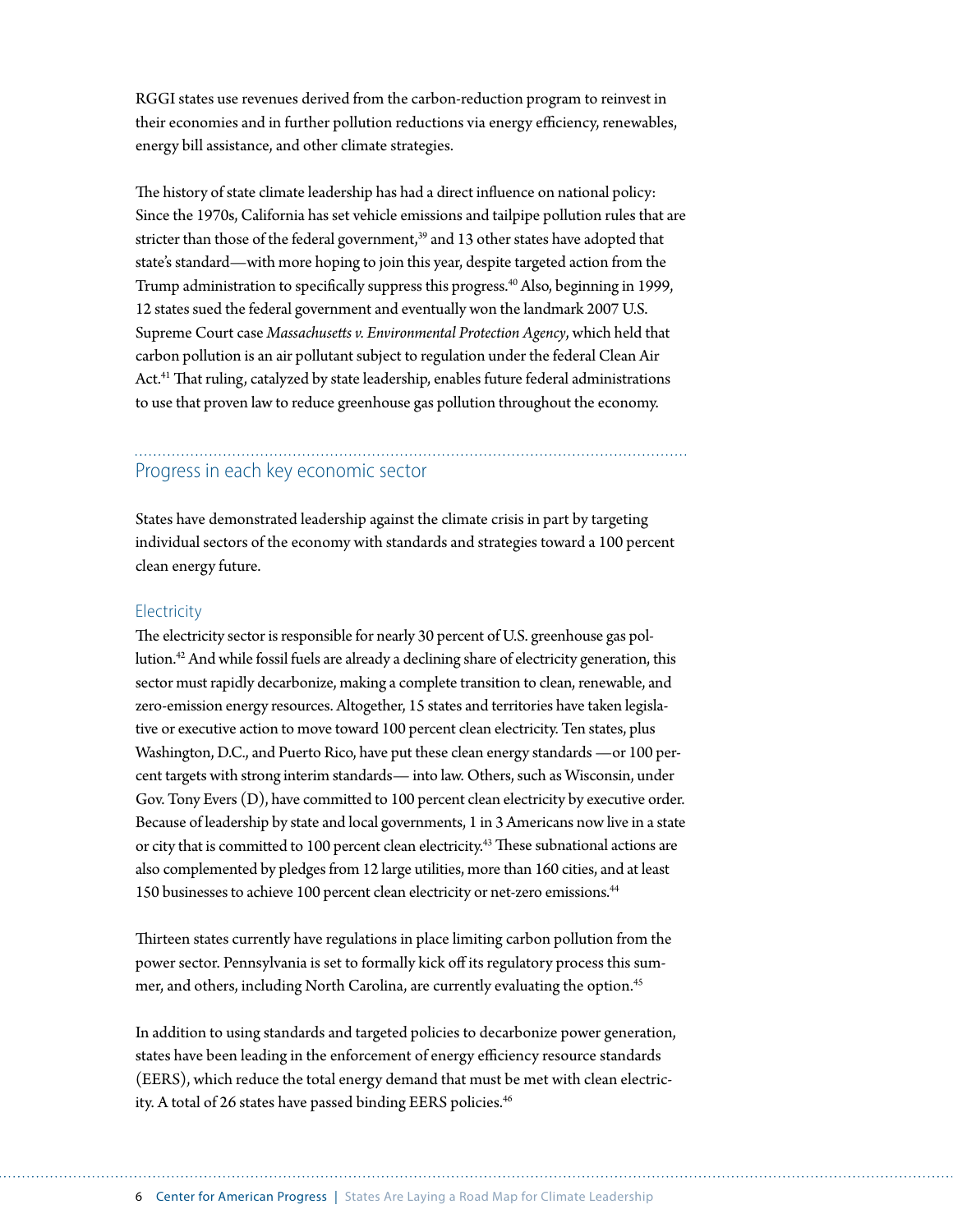RGGI states use revenues derived from the carbon-reduction program to reinvest in their economies and in further pollution reductions via energy efficiency, renewables, energy bill assistance, and other climate strategies.

The history of state climate leadership has had a direct influence on national policy: Since the 1970s, California has set vehicle emissions and tailpipe pollution rules that are stricter than those of the federal government,[39] and 13 other states have adopted that state's standard—with more hoping to join this year, despite targeted action from the Trump administration to specifically suppress this progress.[40] Also, beginning in 1999, 12 states sued the federal government and eventually won the landmark 2007 U.S. Supreme Court case *Massachusetts v. Environmental Protection Agency*, which held that carbon pollution is an air pollutant subject to regulation under the federal Clean Air Act.[41] That ruling, catalyzed by state leadership, enables future federal administrations to use that proven law to reduce greenhouse gas pollution throughout the economy.

## Progress in each key economic sector

States have demonstrated leadership against the climate crisis in part by targeting individual sectors of the economy with standards and strategies toward a 100 percent clean energy future.

### Electricity

The electricity sector is responsible for nearly 30 percent of U.S. greenhouse gas pollution.[42] And while fossil fuels are already a declining share of electricity generation, this sector must rapidly decarbonize, making a complete transition to clean, renewable, and zero-emission energy resources. Altogether, 15 states and territories have taken legislative or executive action to move toward 100 percent clean electricity. Ten states, plus Washington, D.C., and Puerto Rico, have put these clean energy standards —or 100 percent targets with strong interim standards— into law. Others, such as Wisconsin, under Gov. Tony Evers (D), have committed to 100 percent clean electricity by executive order. Because of leadership by state and local governments, 1 in 3 Americans now live in a state or city that is committed to 100 percent clean electricity.[43] These subnational actions are also complemented by pledges from 12 large utilities, more than 160 cities, and at least 150 businesses to achieve 100 percent clean electricity or net-zero emissions.[44]

Thirteen states currently have regulations in place limiting carbon pollution from the power sector. Pennsylvania is set to formally kick off its regulatory process this summer, and others, including North Carolina, are currently evaluating the option.[45]

In addition to using standards and targeted policies to decarbonize power generation, states have been leading in the enforcement of energy efficiency resource standards (EERS), which reduce the total energy demand that must be met with clean electricity. A total of 26 states have passed binding EERS policies.[46]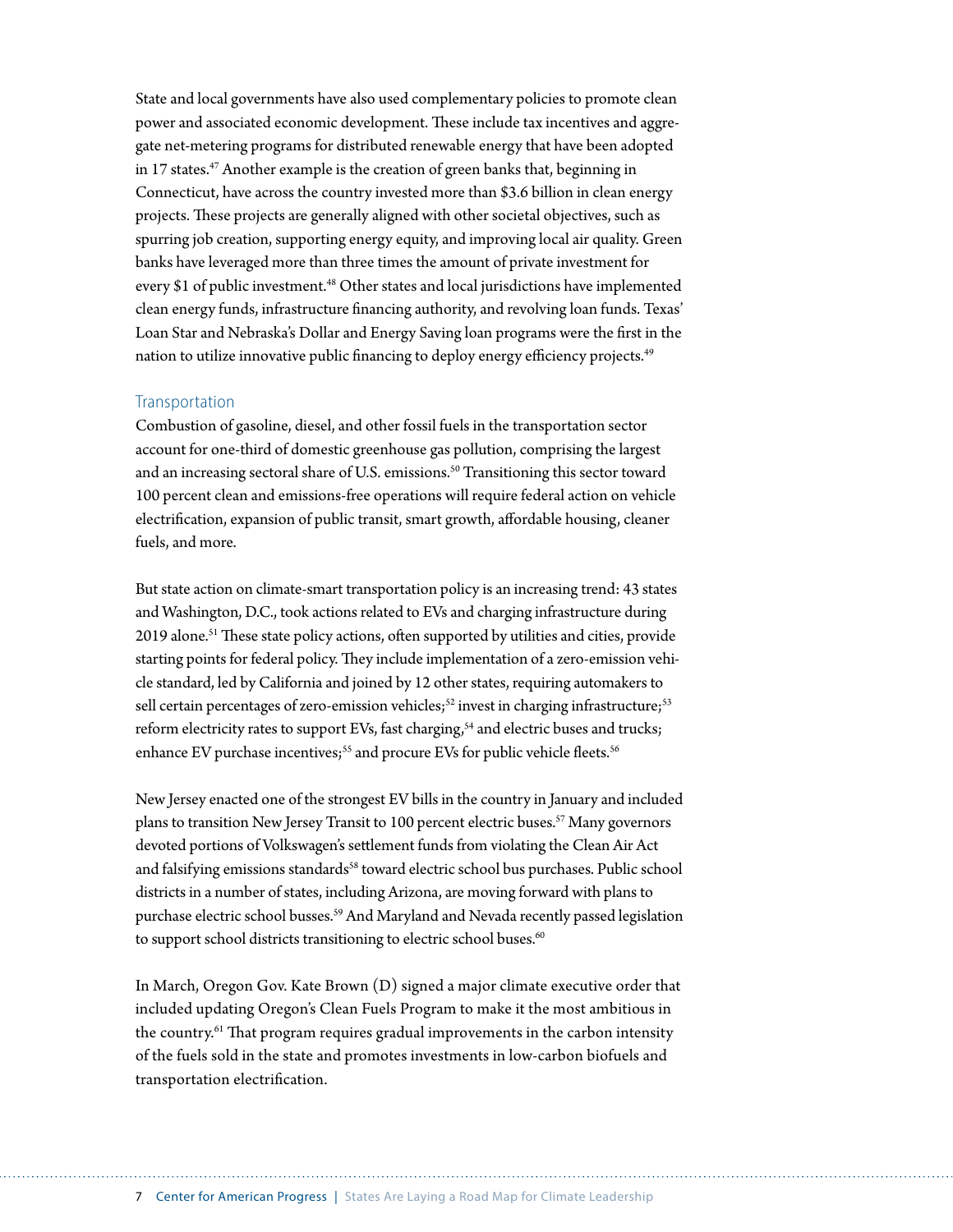State and local governments have also used complementary policies to promote clean power and associated economic development. These include tax incentives and aggregate net-metering programs for distributed renewable energy that have been adopted in 17 states.[47] Another example is the creation of green banks that, beginning in Connecticut, have across the country invested more than $3.6 billion in clean energy projects. These projects are generally aligned with other societal objectives, such as spurring job creation, supporting energy equity, and improving local air quality. Green banks have leveraged more than three times the amount of private investment for every $1 of public investment.[48] Other states and local jurisdictions have implemented clean energy funds, infrastructure financing authority, and revolving loan funds. Texas' Loan Star and Nebraska's Dollar and Energy Saving loan programs were the first in the nation to utilize innovative public financing to deploy energy efficiency projects.[49]

### Transportation

Combustion of gasoline, diesel, and other fossil fuels in the transportation sector account for one-third of domestic greenhouse gas pollution, comprising the largest and an increasing sectoral share of U.S. emissions.[50] Transitioning this sector toward 100 percent clean and emissions-free operations will require federal action on vehicle electrification, expansion of public transit, smart growth, affordable housing, cleaner fuels, and more.

But state action on climate-smart transportation policy is an increasing trend: 43 states and Washington, D.C., took actions related to EVs and charging infrastructure during 2019 alone.[51] These state policy actions, often supported by utilities and cities, provide starting points for federal policy. They include implementation of a zero-emission vehicle standard, led by California and joined by 12 other states, requiring automakers to sell certain percentages of zero-emission vehicles;[52] invest in charging infrastructure;[53] reform electricity rates to support EVs, fast charging,[54] and electric buses and trucks; enhance EV purchase incentives;[55] and procure EVs for public vehicle fleets.[56]

New Jersey enacted one of the strongest EV bills in the country in January and included plans to transition New Jersey Transit to 100 percent electric buses.[57] Many governors devoted portions of Volkswagen's settlement funds from violating the Clean Air Act and falsifying emissions standards[58] toward electric school bus purchases. Public school districts in a number of states, including Arizona, are moving forward with plans to purchase electric school busses.[59] And Maryland and Nevada recently passed legislation to support school districts transitioning to electric school buses.[60]

In March, Oregon Gov. Kate Brown (D) signed a major climate executive order that included updating Oregon's Clean Fuels Program to make it the most ambitious in the country.[61] That program requires gradual improvements in the carbon intensity of the fuels sold in the state and promotes investments in low-carbon biofuels and transportation electrification.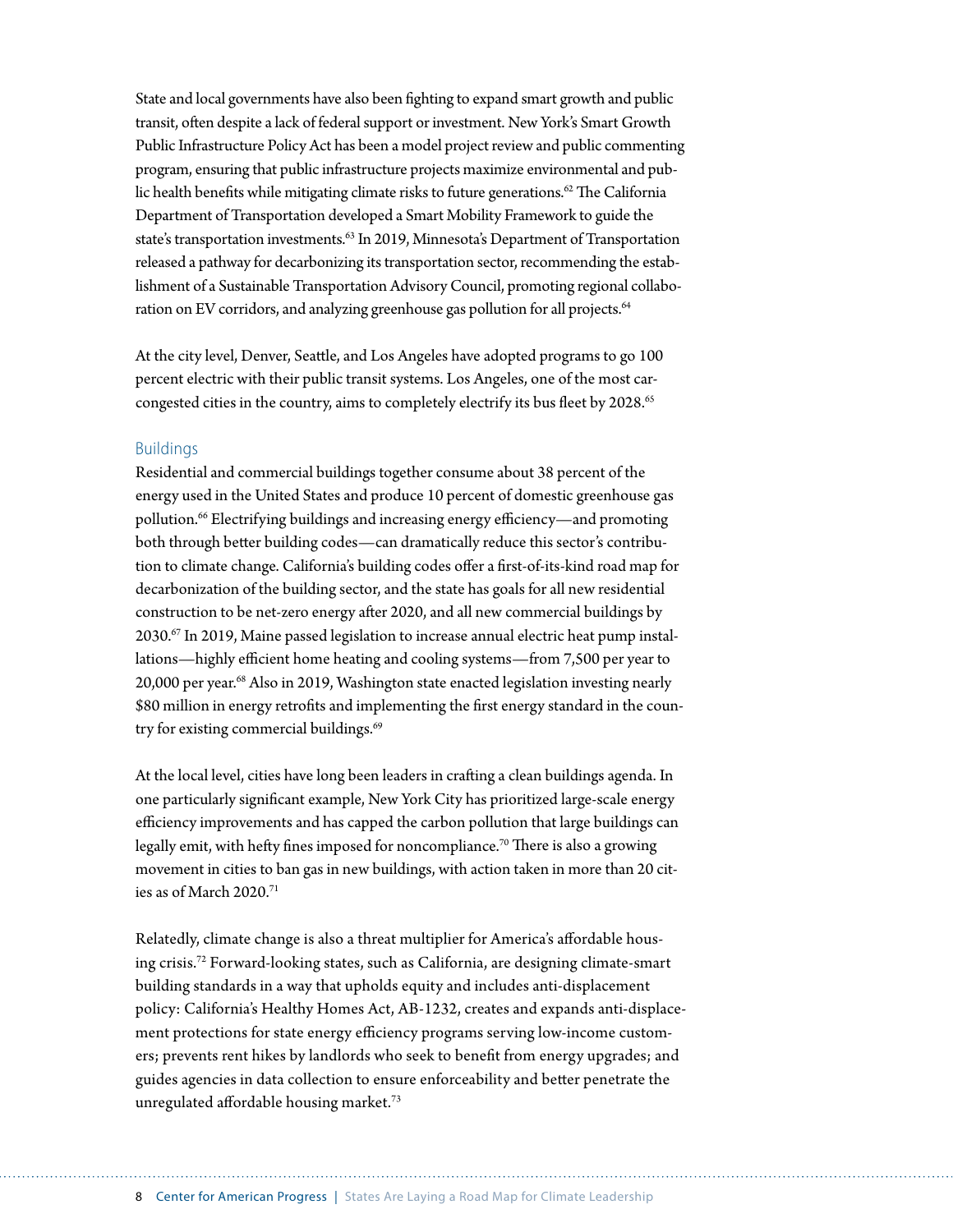State and local governments have also been fighting to expand smart growth and public transit, often despite a lack of federal support or investment. New York's Smart Growth Public Infrastructure Policy Act has been a model project review and public commenting program, ensuring that public infrastructure projects maximize environmental and public health benefits while mitigating climate risks to future generations.[62] The California Department of Transportation developed a Smart Mobility Framework to guide the state's transportation investments.[63] In 2019, Minnesota's Department of Transportation released a pathway for decarbonizing its transportation sector, recommending the establishment of a Sustainable Transportation Advisory Council, promoting regional collaboration on EV corridors, and analyzing greenhouse gas pollution for all projects.[64]

At the city level, Denver, Seattle, and Los Angeles have adopted programs to go 100 percent electric with their public transit systems. Los Angeles, one of the most car-congested cities in the country, aims to completely electrify its bus fleet by 2028.[65]

## Buildings

Residential and commercial buildings together consume about 38 percent of the energy used in the United States and produce 10 percent of domestic greenhouse gas pollution.[66] Electrifying buildings and increasing energy efficiency—and promoting both through better building codes—can dramatically reduce this sector's contribution to climate change. California's building codes offer a first-of-its-kind road map for decarbonization of the building sector, and the state has goals for all new residential construction to be net-zero energy after 2020, and all new commercial buildings by 2030.[67] In 2019, Maine passed legislation to increase annual electric heat pump installations—highly efficient home heating and cooling systems—from 7,500 per year to 20,000 per year.[68] Also in 2019, Washington state enacted legislation investing nearly $80 million in energy retrofits and implementing the first energy standard in the country for existing commercial buildings.[69]

At the local level, cities have long been leaders in crafting a clean buildings agenda. In one particularly significant example, New York City has prioritized large-scale energy efficiency improvements and has capped the carbon pollution that large buildings can legally emit, with hefty fines imposed for noncompliance.[70] There is also a growing movement in cities to ban gas in new buildings, with action taken in more than 20 cities as of March 2020.[71]

Relatedly, climate change is also a threat multiplier for America's affordable housing crisis.[72] Forward-looking states, such as California, are designing climate-smart building standards in a way that upholds equity and includes anti-displacement policy: California's Healthy Homes Act, AB-1232, creates and expands anti-displacement protections for state energy efficiency programs serving low-income customers; prevents rent hikes by landlords who seek to benefit from energy upgrades; and guides agencies in data collection to ensure enforceability and better penetrate the unregulated affordable housing market.[73]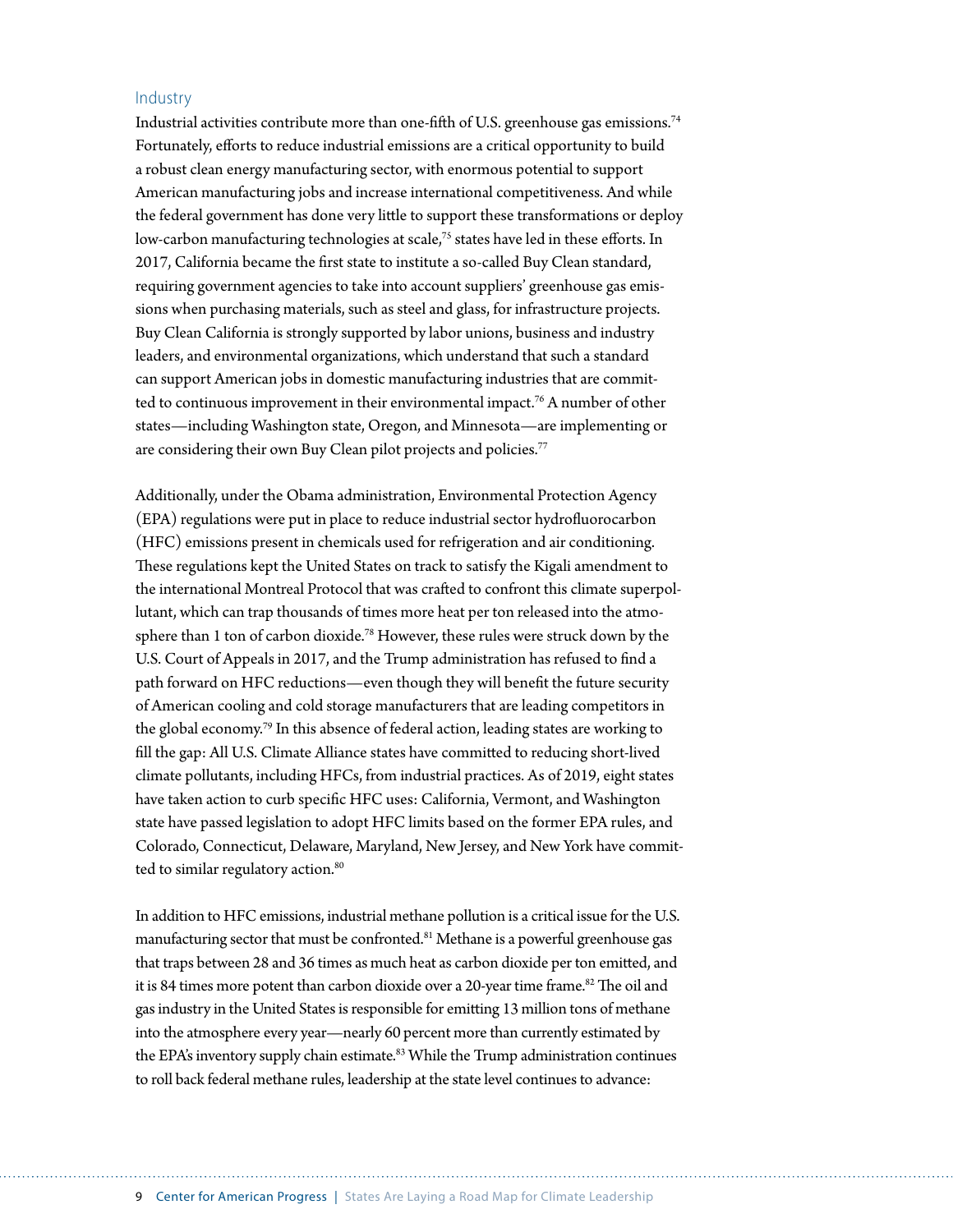## Industry

Industrial activities contribute more than one-fifth of U.S. greenhouse gas emissions.[74] Fortunately, efforts to reduce industrial emissions are a critical opportunity to build a robust clean energy manufacturing sector, with enormous potential to support American manufacturing jobs and increase international competitiveness. And while the federal government has done very little to support these transformations or deploy low-carbon manufacturing technologies at scale,[75] states have led in these efforts. In 2017, California became the first state to institute a so-called Buy Clean standard, requiring government agencies to take into account suppliers' greenhouse gas emissions when purchasing materials, such as steel and glass, for infrastructure projects. Buy Clean California is strongly supported by labor unions, business and industry leaders, and environmental organizations, which understand that such a standard can support American jobs in domestic manufacturing industries that are committed to continuous improvement in their environmental impact.[76] A number of other states—including Washington state, Oregon, and Minnesota—are implementing or are considering their own Buy Clean pilot projects and policies.[77]

Additionally, under the Obama administration, Environmental Protection Agency (EPA) regulations were put in place to reduce industrial sector hydrofluorocarbon (HFC) emissions present in chemicals used for refrigeration and air conditioning. These regulations kept the United States on track to satisfy the Kigali amendment to the international Montreal Protocol that was crafted to confront this climate superpollutant, which can trap thousands of times more heat per ton released into the atmosphere than 1 ton of carbon dioxide.[78] However, these rules were struck down by the U.S. Court of Appeals in 2017, and the Trump administration has refused to find a path forward on HFC reductions—even though they will benefit the future security of American cooling and cold storage manufacturers that are leading competitors in the global economy.[79] In this absence of federal action, leading states are working to fill the gap: All U.S. Climate Alliance states have committed to reducing short-lived climate pollutants, including HFCs, from industrial practices. As of 2019, eight states have taken action to curb specific HFC uses: California, Vermont, and Washington state have passed legislation to adopt HFC limits based on the former EPA rules, and Colorado, Connecticut, Delaware, Maryland, New Jersey, and New York have committed to similar regulatory action.[80]

In addition to HFC emissions, industrial methane pollution is a critical issue for the U.S. manufacturing sector that must be confronted.[81] Methane is a powerful greenhouse gas that traps between 28 and 36 times as much heat as carbon dioxide per ton emitted, and it is 84 times more potent than carbon dioxide over a 20-year time frame.[82] The oil and gas industry in the United States is responsible for emitting 13 million tons of methane into the atmosphere every year—nearly 60 percent more than currently estimated by the EPA's inventory supply chain estimate.[83] While the Trump administration continues to roll back federal methane rules, leadership at the state level continues to advance: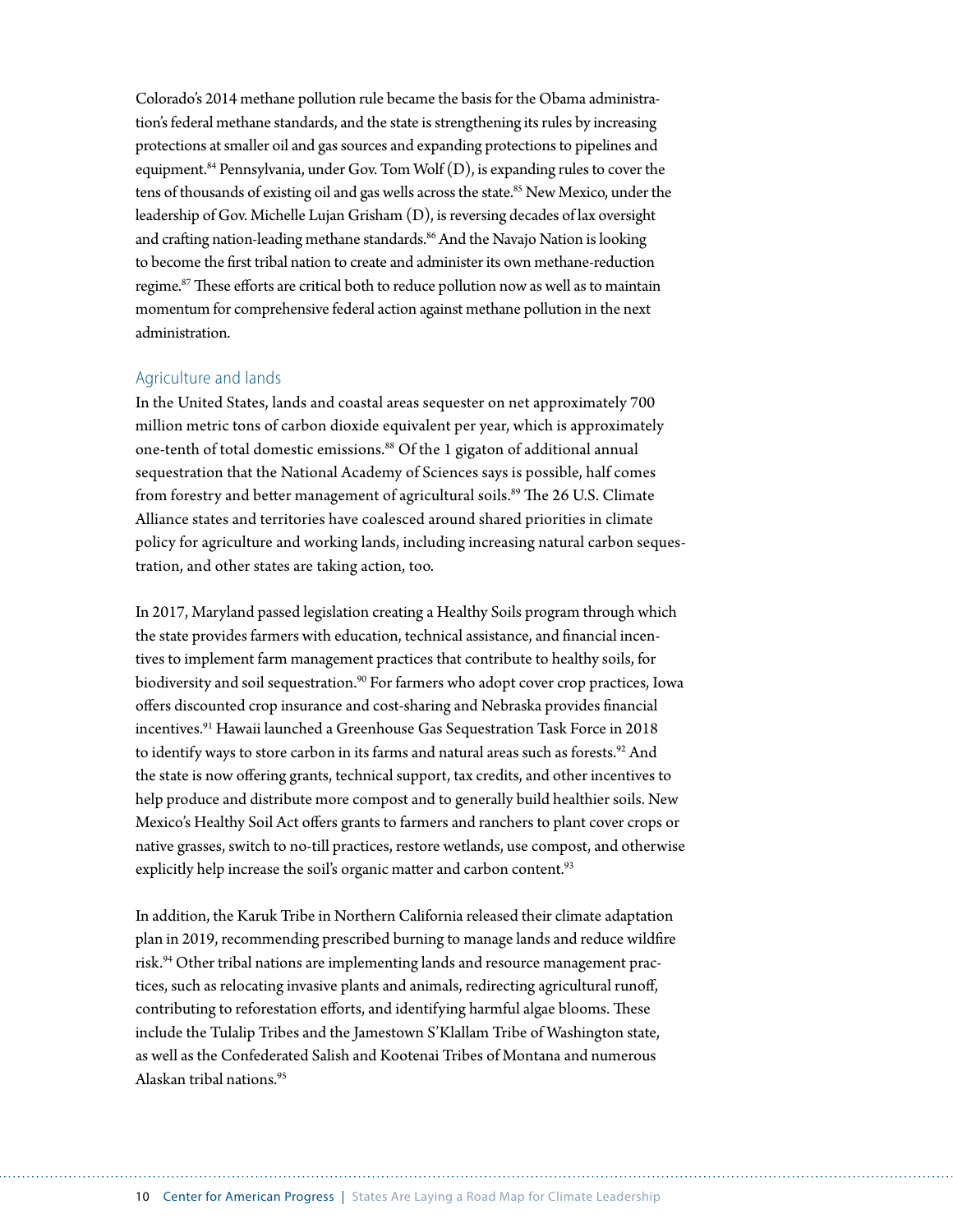Colorado's 2014 methane pollution rule became the basis for the Obama administration's federal methane standards, and the state is strengthening its rules by increasing protections at smaller oil and gas sources and expanding protections to pipelines and equipment.[84] Pennsylvania, under Gov. Tom Wolf (D), is expanding rules to cover the tens of thousands of existing oil and gas wells across the state.[85] New Mexico, under the leadership of Gov. Michelle Lujan Grisham (D), is reversing decades of lax oversight and crafting nation-leading methane standards.[86] And the Navajo Nation is looking to become the first tribal nation to create and administer its own methane-reduction regime.[87] These efforts are critical both to reduce pollution now as well as to maintain momentum for comprehensive federal action against methane pollution in the next administration.

### Agriculture and lands

In the United States, lands and coastal areas sequester on net approximately 700 million metric tons of carbon dioxide equivalent per year, which is approximately one-tenth of total domestic emissions.[88] Of the 1 gigaton of additional annual sequestration that the National Academy of Sciences says is possible, half comes from forestry and better management of agricultural soils.[89] The 26 U.S. Climate Alliance states and territories have coalesced around shared priorities in climate policy for agriculture and working lands, including increasing natural carbon sequestration, and other states are taking action, too.

In 2017, Maryland passed legislation creating a Healthy Soils program through which the state provides farmers with education, technical assistance, and financial incentives to implement farm management practices that contribute to healthy soils, for biodiversity and soil sequestration.[90] For farmers who adopt cover crop practices, Iowa offers discounted crop insurance and cost-sharing and Nebraska provides financial incentives.[91] Hawaii launched a Greenhouse Gas Sequestration Task Force in 2018 to identify ways to store carbon in its farms and natural areas such as forests.[92] And the state is now offering grants, technical support, tax credits, and other incentives to help produce and distribute more compost and to generally build healthier soils. New Mexico's Healthy Soil Act offers grants to farmers and ranchers to plant cover crops or native grasses, switch to no-till practices, restore wetlands, use compost, and otherwise explicitly help increase the soil's organic matter and carbon content.[93]

In addition, the Karuk Tribe in Northern California released their climate adaptation plan in 2019, recommending prescribed burning to manage lands and reduce wildfire risk.[94] Other tribal nations are implementing lands and resource management practices, such as relocating invasive plants and animals, redirecting agricultural runoff, contributing to reforestation efforts, and identifying harmful algae blooms. These include the Tulalip Tribes and the Jamestown S'Klallam Tribe of Washington state, as well as the Confederated Salish and Kootenai Tribes of Montana and numerous Alaskan tribal nations.[95]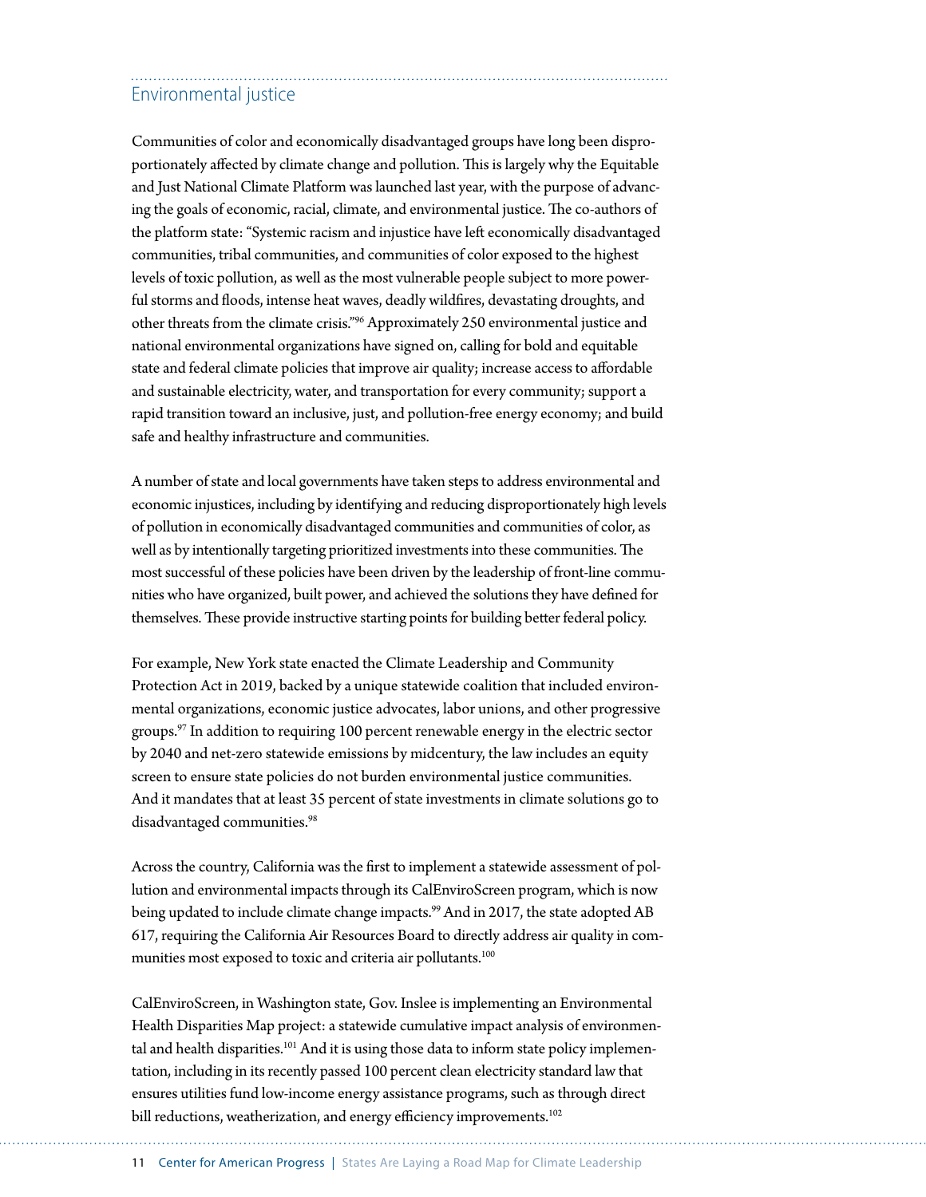## Environmental justice

Communities of color and economically disadvantaged groups have long been disproportionately affected by climate change and pollution. This is largely why the Equitable and Just National Climate Platform was launched last year, with the purpose of advancing the goals of economic, racial, climate, and environmental justice. The co-authors of the platform state: "Systemic racism and injustice have left economically disadvantaged communities, tribal communities, and communities of color exposed to the highest levels of toxic pollution, as well as the most vulnerable people subject to more powerful storms and floods, intense heat waves, deadly wildfires, devastating droughts, and other threats from the climate crisis."[96] Approximately 250 environmental justice and national environmental organizations have signed on, calling for bold and equitable state and federal climate policies that improve air quality; increase access to affordable and sustainable electricity, water, and transportation for every community; support a rapid transition toward an inclusive, just, and pollution-free energy economy; and build safe and healthy infrastructure and communities.

A number of state and local governments have taken steps to address environmental and economic injustices, including by identifying and reducing disproportionately high levels of pollution in economically disadvantaged communities and communities of color, as well as by intentionally targeting prioritized investments into these communities. The most successful of these policies have been driven by the leadership of front-line communities who have organized, built power, and achieved the solutions they have defined for themselves. These provide instructive starting points for building better federal policy.

For example, New York state enacted the Climate Leadership and Community Protection Act in 2019, backed by a unique statewide coalition that included environmental organizations, economic justice advocates, labor unions, and other progressive groups.[97] In addition to requiring 100 percent renewable energy in the electric sector by 2040 and net-zero statewide emissions by midcentury, the law includes an equity screen to ensure state policies do not burden environmental justice communities. And it mandates that at least 35 percent of state investments in climate solutions go to disadvantaged communities.[98]

Across the country, California was the first to implement a statewide assessment of pollution and environmental impacts through its CalEnviroScreen program, which is now being updated to include climate change impacts.[99] And in 2017, the state adopted AB 617, requiring the California Air Resources Board to directly address air quality in communities most exposed to toxic and criteria air pollutants.[100]

CalEnviroScreen, in Washington state, Gov. Inslee is implementing an Environmental Health Disparities Map project: a statewide cumulative impact analysis of environmental and health disparities.[101] And it is using those data to inform state policy implementation, including in its recently passed 100 percent clean electricity standard law that ensures utilities fund low-income energy assistance programs, such as through direct bill reductions, weatherization, and energy efficiency improvements.[102]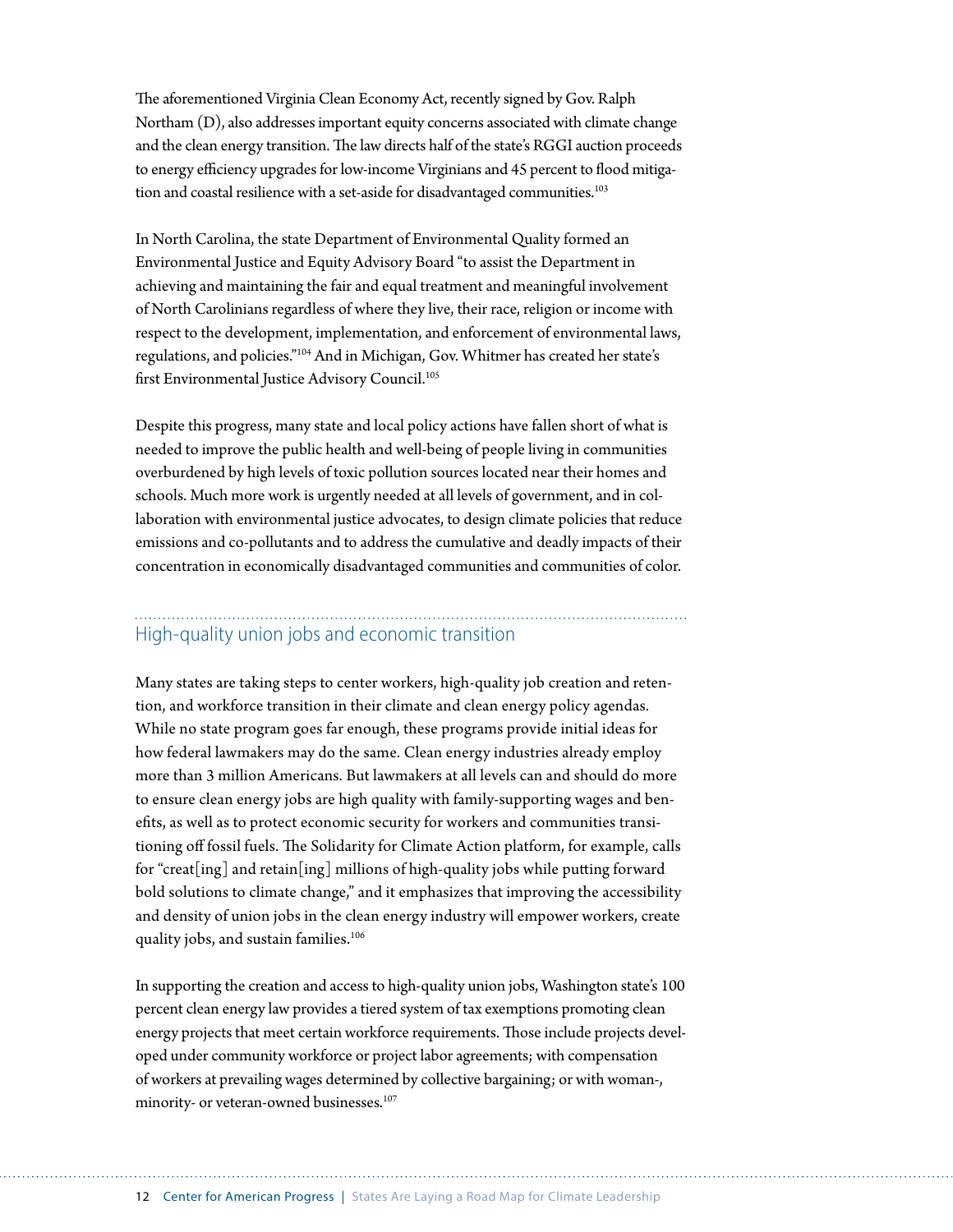The aforementioned Virginia Clean Economy Act, recently signed by Gov. Ralph Northam (D), also addresses important equity concerns associated with climate change and the clean energy transition. The law directs half of the state's RGGI auction proceeds to energy efficiency upgrades for low-income Virginians and 45 percent to flood mitigation and coastal resilience with a set-aside for disadvantaged communities.[103]

In North Carolina, the state Department of Environmental Quality formed an Environmental Justice and Equity Advisory Board "to assist the Department in achieving and maintaining the fair and equal treatment and meaningful involvement of North Carolinians regardless of where they live, their race, religion or income with respect to the development, implementation, and enforcement of environmental laws, regulations, and policies."[104] And in Michigan, Gov. Whitmer has created her state's first Environmental Justice Advisory Council.[105]

Despite this progress, many state and local policy actions have fallen short of what is needed to improve the public health and well-being of people living in communities overburdened by high levels of toxic pollution sources located near their homes and schools. Much more work is urgently needed at all levels of government, and in collaboration with environmental justice advocates, to design climate policies that reduce emissions and co-pollutants and to address the cumulative and deadly impacts of their concentration in economically disadvantaged communities and communities of color.

## High-quality union jobs and economic transition

Many states are taking steps to center workers, high-quality job creation and retention, and workforce transition in their climate and clean energy policy agendas. While no state program goes far enough, these programs provide initial ideas for how federal lawmakers may do the same. Clean energy industries already employ more than 3 million Americans. But lawmakers at all levels can and should do more to ensure clean energy jobs are high quality with family-supporting wages and benefits, as well as to protect economic security for workers and communities transitioning off fossil fuels. The Solidarity for Climate Action platform, for example, calls for "creat[ing] and retain[ing] millions of high-quality jobs while putting forward bold solutions to climate change," and it emphasizes that improving the accessibility and density of union jobs in the clean energy industry will empower workers, create quality jobs, and sustain families.[106]

In supporting the creation and access to high-quality union jobs, Washington state's 100 percent clean energy law provides a tiered system of tax exemptions promoting clean energy projects that meet certain workforce requirements. Those include projects developed under community workforce or project labor agreements; with compensation of workers at prevailing wages determined by collective bargaining; or with woman-, minority- or veteran-owned businesses.[107]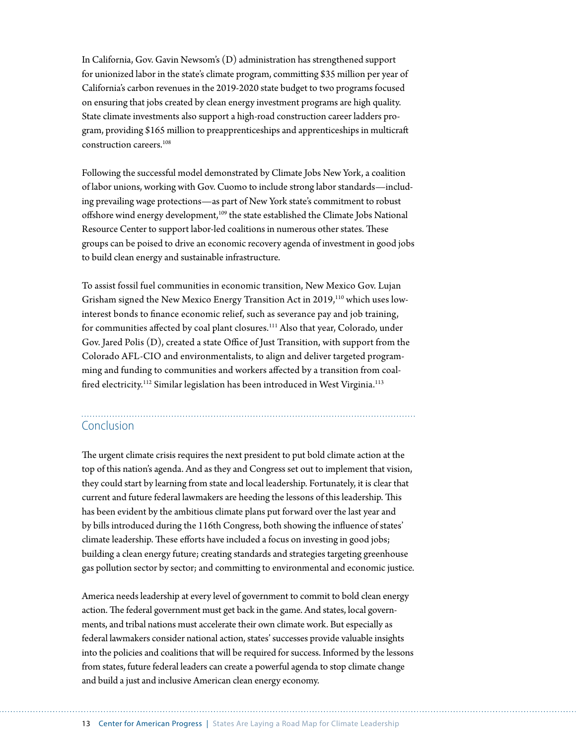In California, Gov. Gavin Newsom's (D) administration has strengthened support for unionized labor in the state's climate program, committing $35 million per year of California's carbon revenues in the 2019-2020 state budget to two programs focused on ensuring that jobs created by clean energy investment programs are high quality. State climate investments also support a high-road construction career ladders program, providing $165 million to preapprenticeships and apprenticeships in multicraft construction careers.[108]

Following the successful model demonstrated by Climate Jobs New York, a coalition of labor unions, working with Gov. Cuomo to include strong labor standards—including prevailing wage protections—as part of New York state's commitment to robust offshore wind energy development,[109] the state established the Climate Jobs National Resource Center to support labor-led coalitions in numerous other states. These groups can be poised to drive an economic recovery agenda of investment in good jobs to build clean energy and sustainable infrastructure.

To assist fossil fuel communities in economic transition, New Mexico Gov. Lujan Grisham signed the New Mexico Energy Transition Act in 2019,[110] which uses low-interest bonds to finance economic relief, such as severance pay and job training, for communities affected by coal plant closures.[111] Also that year, Colorado, under Gov. Jared Polis (D), created a state Office of Just Transition, with support from the Colorado AFL-CIO and environmentalists, to align and deliver targeted programming and funding to communities and workers affected by a transition from coal-fired electricity.[112] Similar legislation has been introduced in West Virginia.[113]

## Conclusion

The urgent climate crisis requires the next president to put bold climate action at the top of this nation's agenda. And as they and Congress set out to implement that vision, they could start by learning from state and local leadership. Fortunately, it is clear that current and future federal lawmakers are heeding the lessons of this leadership. This has been evident by the ambitious climate plans put forward over the last year and by bills introduced during the 116th Congress, both showing the influence of states' climate leadership. These efforts have included a focus on investing in good jobs; building a clean energy future; creating standards and strategies targeting greenhouse gas pollution sector by sector; and committing to environmental and economic justice.

America needs leadership at every level of government to commit to bold clean energy action. The federal government must get back in the game. And states, local governments, and tribal nations must accelerate their own climate work. But especially as federal lawmakers consider national action, states' successes provide valuable insights into the policies and coalitions that will be required for success. Informed by the lessons from states, future federal leaders can create a powerful agenda to stop climate change and build a just and inclusive American clean energy economy.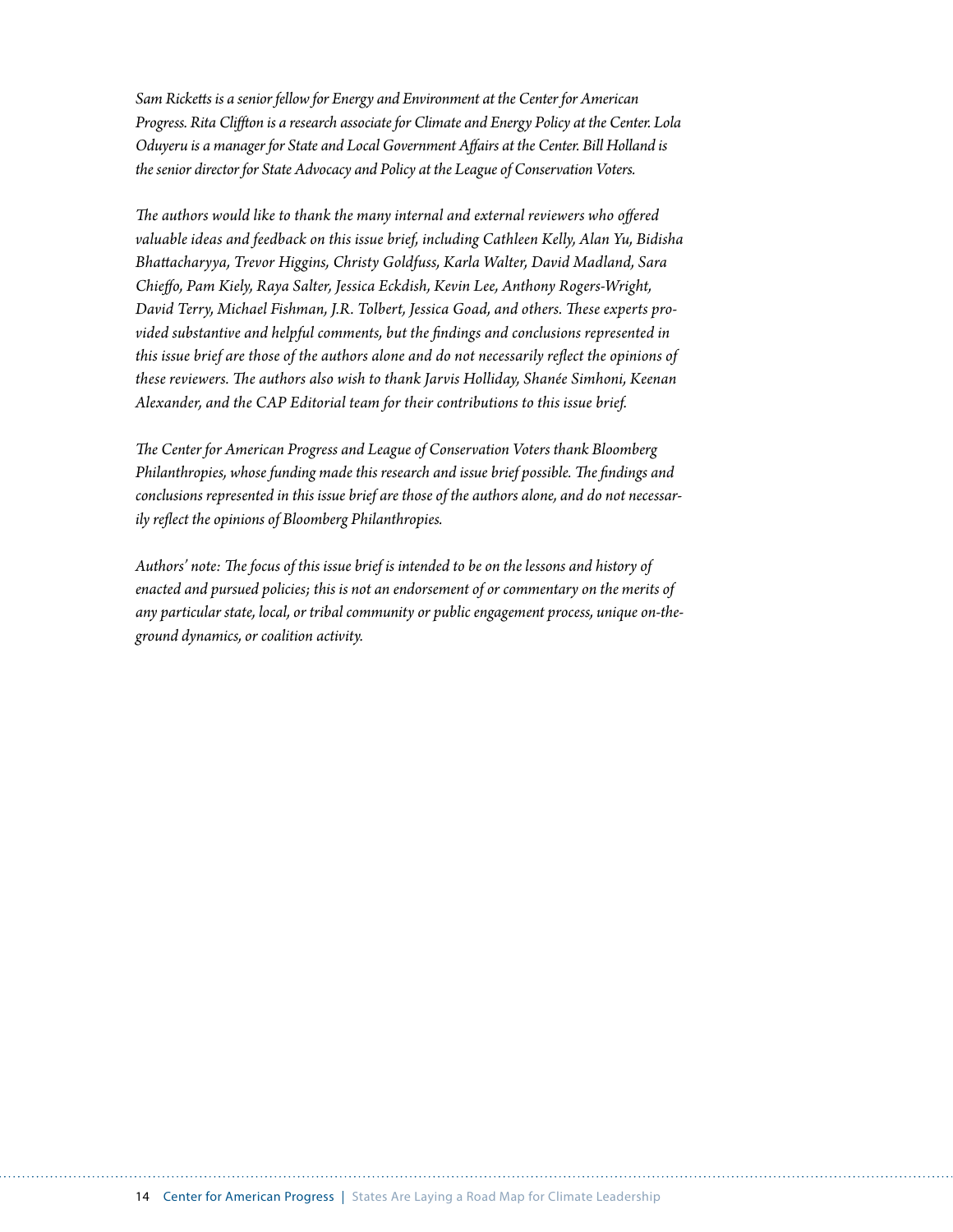*Sam Ricketts is a senior fellow for Energy and Environment at the Center for American Progress. Rita Cliffton is a research associate for Climate and Energy Policy at the Center. Lola Oduyeru is a manager for State and Local Government Affairs at the Center. Bill Holland is the senior director for State Advocacy and Policy at the League of Conservation Voters.*

*The authors would like to thank the many internal and external reviewers who offered valuable ideas and feedback on this issue brief, including Cathleen Kelly, Alan Yu, Bidisha Bhattacharyya, Trevor Higgins, Christy Goldfuss, Karla Walter, David Madland, Sara Chieffo, Pam Kiely, Raya Salter, Jessica Eckdish, Kevin Lee, Anthony Rogers-Wright, David Terry, Michael Fishman, J.R. Tolbert, Jessica Goad, and others. These experts provided substantive and helpful comments, but the findings and conclusions represented in this issue brief are those of the authors alone and do not necessarily reflect the opinions of these reviewers. The authors also wish to thank Jarvis Holliday, Shanée Simhoni, Keenan Alexander, and the CAP Editorial team for their contributions to this issue brief.*

*The Center for American Progress and League of Conservation Voters thank Bloomberg Philanthropies, whose funding made this research and issue brief possible. The findings and conclusions represented in this issue brief are those of the authors alone, and do not necessarily reflect the opinions of Bloomberg Philanthropies.*

*Authors' note: The focus of this issue brief is intended to be on the lessons and history of enacted and pursued policies; this is not an endorsement of or commentary on the merits of any particular state, local, or tribal community or public engagement process, unique on-the-ground dynamics, or coalition activity.*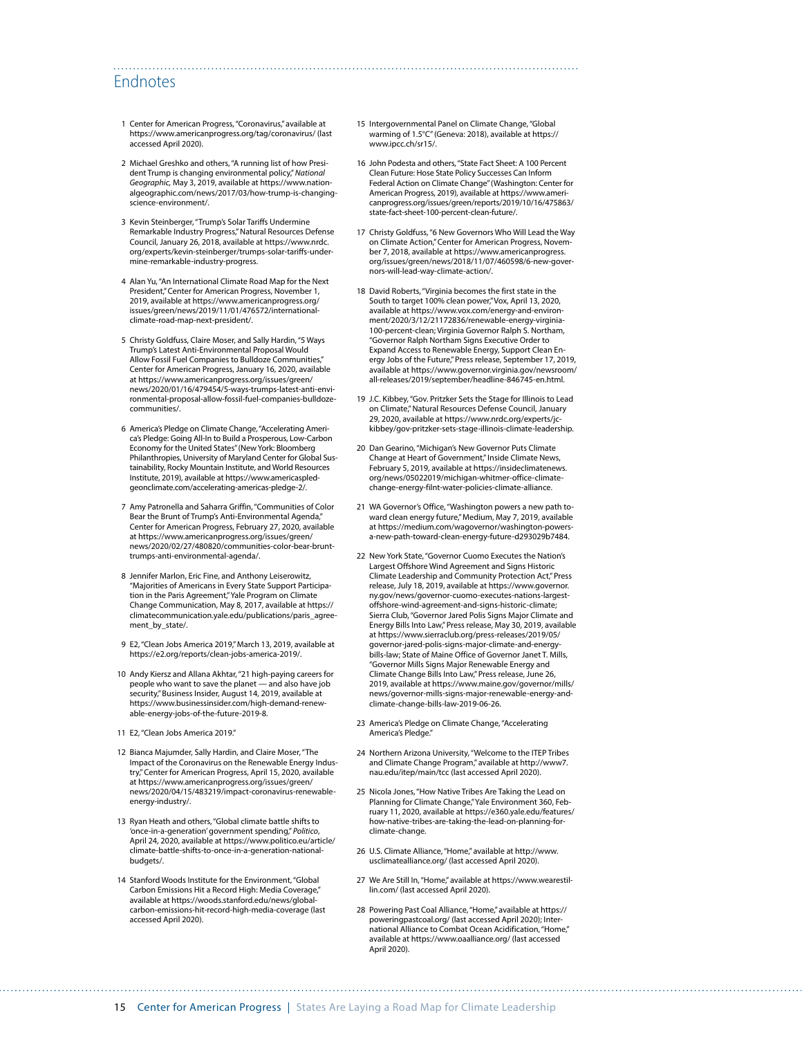## Endnotes

1. Center for American Progress, "Coronavirus," available at https://www.americanprogress.org/tag/coronavirus/ (last accessed April 2020).

2. Michael Greshko and others, "A running list of how President Trump is changing environmental policy," *National Geographic,* May 3, 2019, available at https://www.nationalgeographic.com/news/2017/03/how-trump-is-changing-science-environment/.

3. Kevin Steinberger, "Trump's Solar Tariffs Undermine Remarkable Industry Progress," Natural Resources Defense Council, January 26, 2018, available at https://www.nrdc.org/experts/kevin-steinberger/trumps-solar-tariffs-undermine-remarkable-industry-progress.

4. Alan Yu, "An International Climate Road Map for the Next President," Center for American Progress, November 1, 2019, available at https://www.americanprogress.org/issues/green/news/2019/11/01/476572/international-climate-road-map-next-president/.

5. Christy Goldfuss, Claire Moser, and Sally Hardin, "5 Ways Trump's Latest Anti-Environmental Proposal Would Allow Fossil Fuel Companies to Bulldoze Communities," Center for American Progress, January 16, 2020, available at https://www.americanprogress.org/issues/green/news/2020/01/16/479454/5-ways-trumps-latest-anti-environmental-proposal-allow-fossil-fuel-companies-bulldoze-communities/.

6. America's Pledge on Climate Change, "Accelerating America's Pledge: Going All-In to Build a Prosperous, Low-Carbon Economy for the United States" (New York: Bloomberg Philanthropies, University of Maryland Center for Global Sustainability, Rocky Mountain Institute, and World Resources Institute, 2019), available at https://www.americaspledgeonclimate.com/accelerating-americas-pledge-2/.

7. Amy Patronella and Saharra Griffin, "Communities of Color Bear the Brunt of Trump's Anti-Environmental Agenda," Center for American Progress, February 27, 2020, available at https://www.americanprogress.org/issues/green/news/2020/02/27/480820/communities-color-bear-brunt-trumps-anti-environmental-agenda/.

8. Jennifer Marlon, Eric Fine, and Anthony Leiserowitz, "Majorities of Americans in Every State Support Participation in the Paris Agreement," Yale Program on Climate Change Communication, May 8, 2017, available at https://climatecommunication.yale.edu/publications/paris_agreement_by_state/.

9. E2, "Clean Jobs America 2019," March 13, 2019, available at https://e2.org/reports/clean-jobs-america-2019/.

10. Andy Kiersz and Allana Akhtar, "21 high-paying careers for people who want to save the planet — and also have job security," Business Insider, August 14, 2019, available at https://www.businessinsider.com/high-demand-renewable-energy-jobs-of-the-future-2019-8.

11. E2, "Clean Jobs America 2019."

12. Bianca Majumder, Sally Hardin, and Claire Moser, "The Impact of the Coronavirus on the Renewable Energy Industry," Center for American Progress, April 15, 2020, available at https://www.americanprogress.org/issues/green/news/2020/04/15/483219/impact-coronavirus-renewable-energy-industry/.

13. Ryan Heath and others, "Global climate battle shifts to 'once-in-a-generation' government spending," *Politico*, April 24, 2020, available at https://www.politico.eu/article/climate-battle-shifts-to-once-in-a-generation-national-budgets/.

14. Stanford Woods Institute for the Environment, "Global Carbon Emissions Hit a Record High: Media Coverage," available at https://woods.stanford.edu/news/global-carbon-emissions-hit-record-high-media-coverage (last accessed April 2020).

15. Intergovernmental Panel on Climate Change, "Global warming of 1.5°C" (Geneva: 2018), available at https://www.ipcc.ch/sr15/.

16. John Podesta and others, "State Fact Sheet: A 100 Percent Clean Future: Hose State Policy Successes Can Inform Federal Action on Climate Change" (Washington: Center for American Progress, 2019), available at https://www.americanprogress.org/issues/green/reports/2019/10/16/475863/state-fact-sheet-100-percent-clean-future/.

17. Christy Goldfuss, "6 New Governors Who Will Lead the Way on Climate Action," Center for American Progress, November 7, 2018, available at https://www.americanprogress.org/issues/green/news/2018/11/07/460598/6-new-governors-will-lead-way-climate-action/.

18. David Roberts, "Virginia becomes the first state in the South to target 100% clean power," Vox, April 13, 2020, available at https://www.vox.com/energy-and-environment/2020/3/12/21172836/renewable-energy-virginia-100-percent-clean; Virginia Governor Ralph S. Northam, "Governor Ralph Northam Signs Executive Order to Expand Access to Renewable Energy, Support Clean Energy Jobs of the Future," Press release, September 17, 2019, available at https://www.governor.virginia.gov/newsroom/all-releases/2019/september/headline-846745-en.html.

19. J.C. Kibbey, "Gov. Pritzker Sets the Stage for Illinois to Lead on Climate," Natural Resources Defense Council, January 29, 2020, available at https://www.nrdc.org/experts/jc-kibbey/gov-pritzker-sets-stage-illinois-climate-leadership.

20. Dan Gearino, "Michigan's New Governor Puts Climate Change at Heart of Government," Inside Climate News, February 5, 2019, available at https://insideclimatenews.org/news/05022019/michigan-whitmer-office-climate-change-energy-filnt-water-policies-climate-alliance.

21. WA Governor's Office, "Washington powers a new path toward clean energy future," Medium, May 7, 2019, available at https://medium.com/wagovernor/washington-powers-a-new-path-toward-clean-energy-future-d293029b7484.

22. New York State, "Governor Cuomo Executes the Nation's Largest Offshore Wind Agreement and Signs Historic Climate Leadership and Community Protection Act," Press release, July 18, 2019, available at https://www.governor.ny.gov/news/governor-cuomo-executes-nations-largest-offshore-wind-agreement-and-signs-historic-climate; Sierra Club, "Governor Jared Polis Signs Major Climate and Energy Bills Into Law," Press release, May 30, 2019, available at https://www.sierraclub.org/press-releases/2019/05/governor-jared-polis-signs-major-climate-and-energy-bills-law; State of Maine Office of Governor Janet T. Mills, "Governor Mills Signs Major Renewable Energy and Climate Change Bills Into Law," Press release, June 26, 2019, available at https://www.maine.gov/governor/mills/news/governor-mills-signs-major-renewable-energy-and-climate-change-bills-law-2019-06-26.

23. America's Pledge on Climate Change, "Accelerating America's Pledge."

24. Northern Arizona University, "Welcome to the ITEP Tribes and Climate Change Program," available at http://www7.nau.edu/itep/main/tcc (last accessed April 2020).

25. Nicola Jones, "How Native Tribes Are Taking the Lead on Planning for Climate Change," Yale Environment 360, February 11, 2020, available at https://e360.yale.edu/features/how-native-tribes-are-taking-the-lead-on-planning-for-climate-change.

26. U.S. Climate Alliance, "Home," available at http://www.usclimatealliance.org/ (last accessed April 2020).

27. We Are Still In, "Home," available at https://www.wearestillin.com/ (last accessed April 2020).

28. Powering Past Coal Alliance, "Home," available at https://poweringpastcoal.org/ (last accessed April 2020); International Alliance to Combat Ocean Acidification, "Home," available at https://www.oaalliance.org/ (last accessed April 2020).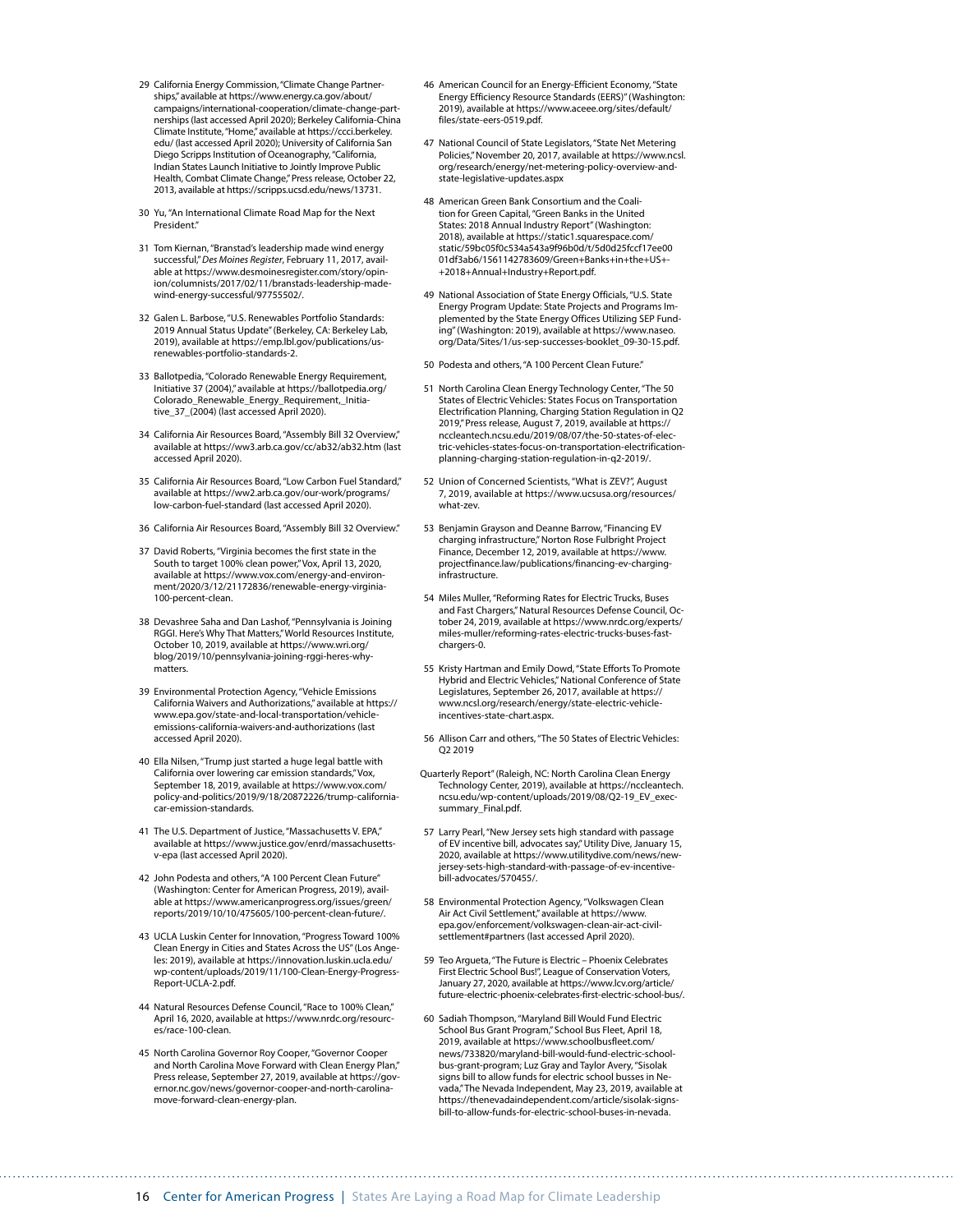29 California Energy Commission, "Climate Change Partnerships," available at https://www.energy.ca.gov/about/campaigns/international-cooperation/climate-change-partnerships (last accessed April 2020); Berkeley California-China Climate Institute, "Home," available at https://ccci.berkeley.edu/ (last accessed April 2020); University of California San Diego Scripps Institution of Oceanography, "California, Indian States Launch Initiative to Jointly Improve Public Health, Combat Climate Change," Press release, October 22, 2013, available at https://scripps.ucsd.edu/news/13731.

30 Yu, "An International Climate Road Map for the Next President."

31 Tom Kiernan, "Branstad's leadership made wind energy successful," *Des Moines Register*, February 11, 2017, available at https://www.desmoinesregister.com/story/opinion/columnists/2017/02/11/branstads-leadership-made-wind-energy-successful/97755502/.

32 Galen L. Barbose, "U.S. Renewables Portfolio Standards: 2019 Annual Status Update" (Berkeley, CA: Berkeley Lab, 2019), available at https://emp.lbl.gov/publications/us-renewables-portfolio-standards-2.

33 Ballotpedia, "Colorado Renewable Energy Requirement, Initiative 37 (2004)," available at https://ballotpedia.org/Colorado_Renewable_Energy_Requirement,_Initiative_37_(2004) (last accessed April 2020).

34 California Air Resources Board, "Assembly Bill 32 Overview," available at https://ww3.arb.ca.gov/cc/ab32/ab32.htm (last accessed April 2020).

35 California Air Resources Board, "Low Carbon Fuel Standard," available at https://ww2.arb.ca.gov/our-work/programs/low-carbon-fuel-standard (last accessed April 2020).

36 California Air Resources Board, "Assembly Bill 32 Overview."

37 David Roberts, "Virginia becomes the first state in the South to target 100% clean power," Vox, April 13, 2020, available at https://www.vox.com/energy-and-environment/2020/3/12/21172836/renewable-energy-virginia-100-percent-clean.

38 Devashree Saha and Dan Lashof, "Pennsylvania is Joining RGGI. Here's Why That Matters," World Resources Institute, October 10, 2019, available at https://www.wri.org/blog/2019/10/pennsylvania-joining-rggi-heres-why-matters.

39 Environmental Protection Agency, "Vehicle Emissions California Waivers and Authorizations," available at https://www.epa.gov/state-and-local-transportation/vehicle-emissions-california-waivers-and-authorizations (last accessed April 2020).

40 Ella Nilsen, "Trump just started a huge legal battle with California over lowering car emission standards," Vox, September 18, 2019, available at https://www.vox.com/policy-and-politics/2019/9/18/20872226/trump-california-car-emission-standards.

41 The U.S. Department of Justice, "Massachusetts V. EPA," available at https://www.justice.gov/enrd/massachusetts-v-epa (last accessed April 2020).

42 John Podesta and others, "A 100 Percent Clean Future" (Washington: Center for American Progress, 2019), available at https://www.americanprogress.org/issues/green/reports/2019/10/10/475605/100-percent-clean-future/.

43 UCLA Luskin Center for Innovation, "Progress Toward 100% Clean Energy in Cities and States Across the US" (Los Angeles: 2019), available at https://innovation.luskin.ucla.edu/wp-content/uploads/2019/11/100-Clean-Energy-Progress-Report-UCLA-2.pdf.

44 Natural Resources Defense Council, "Race to 100% Clean," April 16, 2020, available at https://www.nrdc.org/resources/race-100-clean.

45 North Carolina Governor Roy Cooper, "Governor Cooper and North Carolina Move Forward with Clean Energy Plan," Press release, September 27, 2019, available at https://governor.nc.gov/news/governor-cooper-and-north-carolina-move-forward-clean-energy-plan.

46 American Council for an Energy-Efficient Economy, "State Energy Efficiency Resource Standards (EERS)" (Washington: 2019), available at https://www.aceee.org/sites/default/files/state-eers-0519.pdf.

47 National Council of State Legislators, "State Net Metering Policies," November 20, 2017, available at https://www.ncsl.org/research/energy/net-metering-policy-overview-and-state-legislative-updates.aspx

48 American Green Bank Consortium and the Coalition for Green Capital, "Green Banks in the United States: 2018 Annual Industry Report" (Washington: 2018), available at https://static1.squarespace.com/static/59bc05f0c534a543a9f96b0d/t/5d0d25fccf17ee0001df3ab6/1561142783609/Green+Banks+in+the+US+-+2018+Annual+Industry+Report.pdf.

49 National Association of State Energy Officials, "U.S. State Energy Program Update: State Projects and Programs Implemented by the State Energy Offices Utilizing SEP Funding" (Washington: 2019), available at https://www.naseo.org/Data/Sites/1/us-sep-successes-booklet_09-30-15.pdf.

50 Podesta and others, "A 100 Percent Clean Future."

51 North Carolina Clean Energy Technology Center, "The 50 States of Electric Vehicles: States Focus on Transportation Electrification Planning, Charging Station Regulation in Q2 2019," Press release, August 7, 2019, available at https://nccleantech.ncsu.edu/2019/08/07/the-50-states-of-electric-vehicles-states-focus-on-transportation-electrification-planning-charging-station-regulation-in-q2-2019/.

52 Union of Concerned Scientists, "What is ZEV?", August 7, 2019, available at https://www.ucsusa.org/resources/what-zev.

53 Benjamin Grayson and Deanne Barrow, "Financing EV charging infrastructure," Norton Rose Fulbright Project Finance, December 12, 2019, available at https://www.projectfinance.law/publications/financing-ev-charging-infrastructure.

54 Miles Muller, "Reforming Rates for Electric Trucks, Buses and Fast Chargers," Natural Resources Defense Council, October 24, 2019, available at https://www.nrdc.org/experts/miles-muller/reforming-rates-electric-trucks-buses-fast-chargers-0.

55 Kristy Hartman and Emily Dowd, "State Efforts To Promote Hybrid and Electric Vehicles," National Conference of State Legislatures, September 26, 2017, available at https://www.ncsl.org/research/energy/state-electric-vehicle-incentives-state-chart.aspx.

56 Allison Carr and others, "The 50 States of Electric Vehicles: Q2 2019 Quarterly Report" (Raleigh, NC: North Carolina Clean Energy Technology Center, 2019), available at https://nccleantech.ncsu.edu/wp-content/uploads/2019/08/Q2-19_EV_execsummary_Final.pdf.

57 Larry Pearl, "New Jersey sets high standard with passage of EV incentive bill, advocates say," Utility Dive, January 15, 2020, available at https://www.utilitydive.com/news/new-jersey-sets-high-standard-with-passage-of-ev-incentive-bill-advocates/570455/.

58 Environmental Protection Agency, "Volkswagen Clean Air Act Civil Settlement," available at https://www.epa.gov/enforcement/volkswagen-clean-air-act-civil-settlement#partners (last accessed April 2020).

59 Teo Argueta, "The Future is Electric – Phoenix Celebrates First Electric School Bus!", League of Conservation Voters, January 27, 2020, available at https://www.lcv.org/article/future-electric-phoenix-celebrates-first-electric-school-bus/.

60 Sadiah Thompson, "Maryland Bill Would Fund Electric School Bus Grant Program," School Bus Fleet, April 18, 2019, available at https://www.schoolbusfleet.com/news/733820/maryland-bill-would-fund-electric-school-bus-grant-program; Luz Gray and Taylor Avery, "Sisolak signs bill to allow funds for electric school busses in Nevada," The Nevada Independent, May 23, 2019, available at https://thenevadaindependent.com/article/sisolak-signs-bill-to-allow-funds-for-electric-school-buses-in-nevada.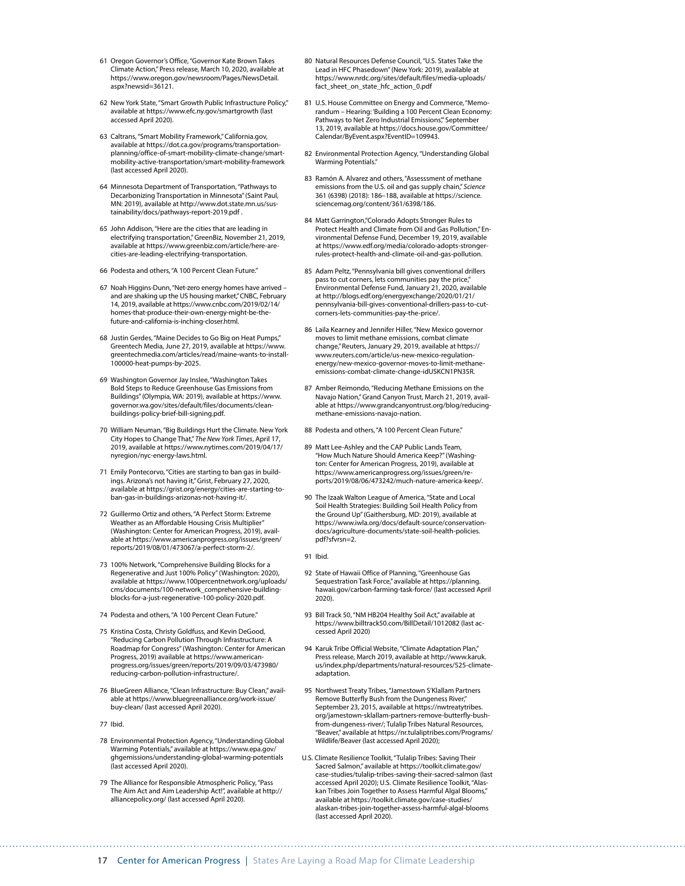61 Oregon Governor's Office, "Governor Kate Brown Takes Climate Action," Press release, March 10, 2020, available at https://www.oregon.gov/newsroom/Pages/NewsDetail.aspx?newsid=36121.

62 New York State, "Smart Growth Public Infrastructure Policy," available at https://www.efc.ny.gov/smartgrowth (last accessed April 2020).

63 Caltrans, "Smart Mobility Framework," California.gov, available at https://dot.ca.gov/programs/transportation-planning/office-of-smart-mobility-climate-change/smart-mobility-active-transportation/smart-mobility-framework (last accessed April 2020).

64 Minnesota Department of Transportation, "Pathways to Decarbonizing Transportation in Minnesota" (Saint Paul, MN: 2019), available at http://www.dot.state.mn.us/sustainability/docs/pathways-report-2019.pdf .

65 John Addison, "Here are the cities that are leading in electrifying transportation," GreenBiz, November 21, 2019, available at https://www.greenbiz.com/article/here-are-cities-are-leading-electrifying-transportation.

66 Podesta and others, "A 100 Percent Clean Future."

67 Noah Higgins-Dunn, "Net-zero energy homes have arrived – and are shaking up the US housing market," CNBC, February 14, 2019, available at https://www.cnbc.com/2019/02/14/homes-that-produce-their-own-energy-might-be-the-future-and-california-is-inching-closer.html.

68 Justin Gerdes, "Maine Decides to Go Big on Heat Pumps," Greentech Media, June 27, 2019, available at https://www.greentechmedia.com/articles/read/maine-wants-to-install-100000-heat-pumps-by-2025.

69 Washington Governor Jay Inslee, "Washington Takes Bold Steps to Reduce Greenhouse Gas Emissions from Buildings" (Olympia, WA: 2019), available at https://www.governor.wa.gov/sites/default/files/documents/clean-buildings-policy-brief-bill-signing.pdf.

70 William Neuman, "Big Buildings Hurt the Climate. New York City Hopes to Change That," *The New York Times*, April 17, 2019, available at https://www.nytimes.com/2019/04/17/nyregion/nyc-energy-laws.html.

71 Emily Pontecorvo, "Cities are starting to ban gas in buildings. Arizona's not having it," Grist, February 27, 2020, available at https://grist.org/energy/cities-are-starting-to-ban-gas-in-buildings-arizonas-not-having-it/.

72 Guillermo Ortiz and others, "A Perfect Storm: Extreme Weather as an Affordable Housing Crisis Multiplier" (Washington: Center for American Progress, 2019), available at https://www.americanprogress.org/issues/green/reports/2019/08/01/473067/a-perfect-storm-2/.

73 100% Network, "Comprehensive Building Blocks for a Regenerative and Just 100% Policy" (Washington: 2020), available at https://www.100percentnetwork.org/uploads/cms/documents/100-network_comprehensive-building-blocks-for-a-just-regenerative-100-policy-2020.pdf.

74 Podesta and others, "A 100 Percent Clean Future."

75 Kristina Costa, Christy Goldfuss, and Kevin DeGood, "Reducing Carbon Pollution Through Infrastructure: A Roadmap for Congress" (Washington: Center for American Progress, 2019) available at https://www.americanprogress.org/issues/green/reports/2019/09/03/473980/reducing-carbon-pollution-infrastructure/.

76 BlueGreen Alliance, "Clean Infrastructure: Buy Clean," available at https://www.bluegreenalliance.org/work-issue/buy-clean/ (last accessed April 2020).

77 Ibid.

78 Environmental Protection Agency, "Understanding Global Warming Potentials," available at https://www.epa.gov/ghgemissions/understanding-global-warming-potentials (last accessed April 2020).

79 The Alliance for Responsible Atmospheric Policy, "Pass The Aim Act and Aim Leadership Act!", available at http://alliancepolicy.org/ (last accessed April 2020).

80 Natural Resources Defense Council, "U.S. States Take the Lead in HFC Phasedown" (New York: 2019), available at https://www.nrdc.org/sites/default/files/media-uploads/fact_sheet_on_state_hfc_action_0.pdf

81 U.S. House Committee on Energy and Commerce, "Memorandum – Hearing: 'Building a 100 Percent Clean Economy: Pathways to Net Zero Industrial Emissions'," September 13, 2019, available at https://docs.house.gov/Committee/Calendar/ByEvent.aspx?EventID=109943.

82 Environmental Protection Agency, "Understanding Global Warming Potentials."

83 Ramón A. Alvarez and others, "Assesssment of methane emissions from the U.S. oil and gas supply chain," *Science* 361 (6398) (2018): 186–188, available at https://science.sciencemag.org/content/361/6398/186.

84 Matt Garrington,"Colorado Adopts Stronger Rules to Protect Health and Climate from Oil and Gas Pollution," Environmental Defense Fund, December 19, 2019, available at https://www.edf.org/media/colorado-adopts-stronger-rules-protect-health-and-climate-oil-and-gas-pollution.

85 Adam Peltz, "Pennsylvania bill gives conventional drillers pass to cut corners, lets communities pay the price," Environmental Defense Fund, January 21, 2020, available at http://blogs.edf.org/energyexchange/2020/01/21/pennsylvania-bill-gives-conventional-drillers-pass-to-cut-corners-lets-communities-pay-the-price/.

86 Laila Kearney and Jennifer Hiller, "New Mexico governor moves to limit methane emissions, combat climate change," Reuters, January 29, 2019, available at https://www.reuters.com/article/us-new-mexico-regulation-energy/new-mexico-governor-moves-to-limit-methane-emissions-combat-climate-change-idUSKCN1PN35R.

87 Amber Reimondo, "Reducing Methane Emissions on the Navajo Nation," Grand Canyon Trust, March 21, 2019, available at https://www.grandcanyontrust.org/blog/reducing-methane-emissions-navajo-nation.

88 Podesta and others, "A 100 Percent Clean Future."

89 Matt Lee-Ashley and the CAP Public Lands Team, "How Much Nature Should America Keep?" (Washington: Center for American Progress, 2019), available at https://www.americanprogress.org/issues/green/reports/2019/08/06/473242/much-nature-america-keep/.

90 The Izaak Walton League of America, "State and Local Soil Health Strategies: Building Soil Health Policy from the Ground Up" (Gaithersburg, MD: 2019), available at https://www.iwla.org/docs/default-source/conservation-docs/agriculture-documents/state-soil-health-policies.pdf?sfvrsn=2.

91 Ibid.

92 State of Hawaii Office of Planning, "Greenhouse Gas Sequestration Task Force," available at https://planning.hawaii.gov/carbon-farming-task-force/ (last accessed April 2020).

93 Bill Track 50, "NM HB204 Healthy Soil Act," available at https://www.billtrack50.com/BillDetail/1012082 (last accessed April 2020)

94 Karuk Tribe Official Website, "Climate Adaptation Plan," Press release, March 2019, available at http://www.karuk.us/index.php/departments/natural-resources/525-climate-adaptation.

95 Northwest Treaty Tribes, "Jamestown S'Klallam Partners Remove Butterfly Bush from the Dungeness River," September 23, 2015, available at https://nwtreatytribes.org/jamestown-sklallam-partners-remove-butterfly-bush-from-dungeness-river/; Tulalip Tribes Natural Resources, "Beaver," available at https://nr.tulaliptribes.com/Programs/Wildlife/Beaver (last accessed April 2020);

U.S. Climate Resilience Toolkit, "Tulalip Tribes: Saving Their Sacred Salmon," available at https://toolkit.climate.gov/case-studies/tulalip-tribes-saving-their-sacred-salmon (last accessed April 2020); U.S. Climate Resilience Toolkit, "Alaskan Tribes Join Together to Assess Harmful Algal Blooms," available at https://toolkit.climate.gov/case-studies/alaskan-tribes-join-together-assess-harmful-algal-blooms (last accessed April 2020).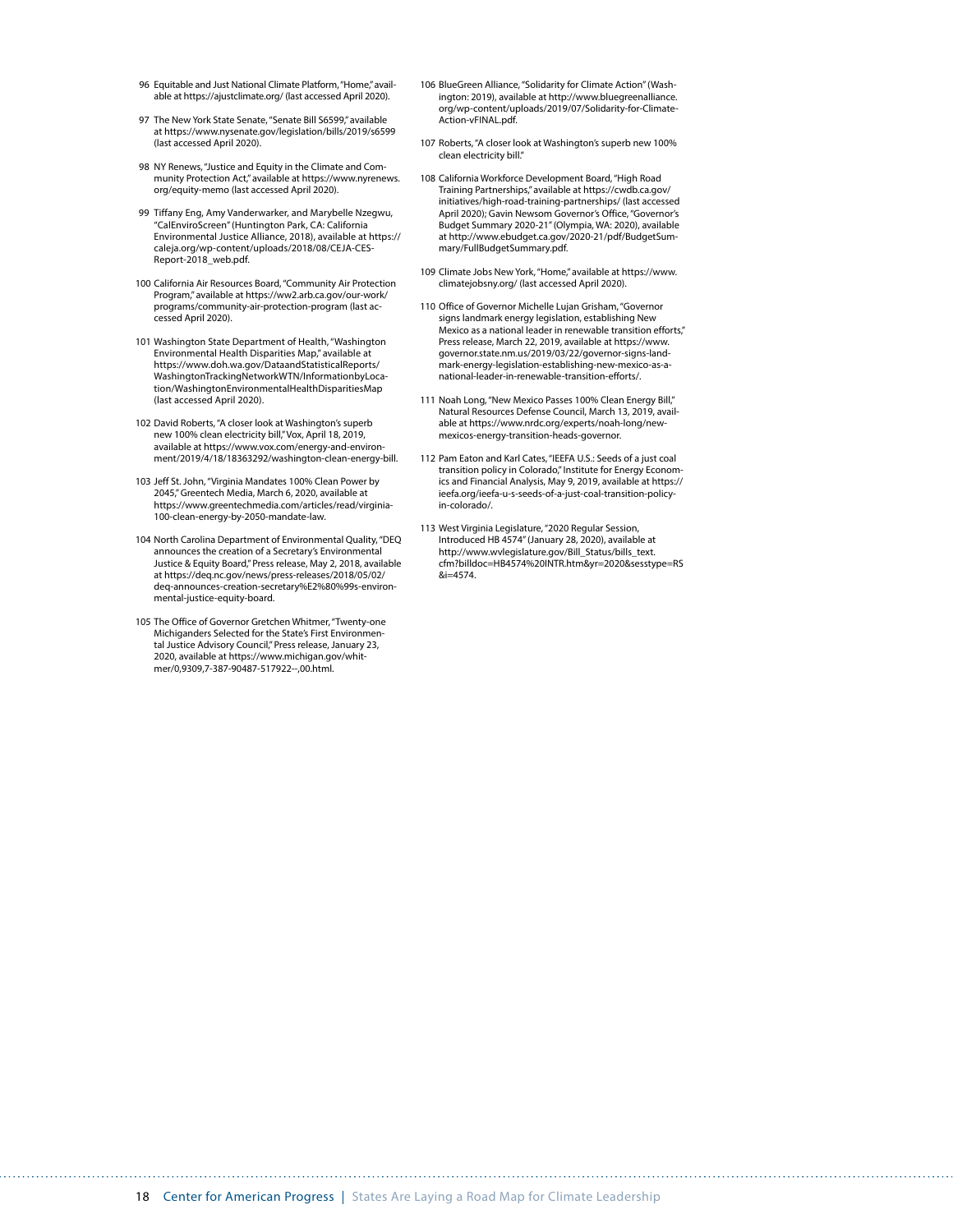96 Equitable and Just National Climate Platform, "Home," available at https://ajustclimate.org/ (last accessed April 2020).

97 The New York State Senate, "Senate Bill S6599," available at https://www.nysenate.gov/legislation/bills/2019/s6599 (last accessed April 2020).

98 NY Renews, "Justice and Equity in the Climate and Community Protection Act," available at https://www.nyrenews.org/equity-memo (last accessed April 2020).

99 Tiffany Eng, Amy Vanderwarker, and Marybelle Nzegwu, "CalEnviroScreen" (Huntington Park, CA: California Environmental Justice Alliance, 2018), available at https://caleja.org/wp-content/uploads/2018/08/CEJA-CES-Report-2018_web.pdf.

100 California Air Resources Board, "Community Air Protection Program," available at https://ww2.arb.ca.gov/our-work/programs/community-air-protection-program (last accessed April 2020).

101 Washington State Department of Health, "Washington Environmental Health Disparities Map," available at https://www.doh.wa.gov/DataandStatisticalReports/WashingtonTrackingNetworkWTN/InformationbyLocation/WashingtonEnvironmentalHealthDisparitiesMap (last accessed April 2020).

102 David Roberts, "A closer look at Washington's superb new 100% clean electricity bill," Vox, April 18, 2019, available at https://www.vox.com/energy-and-environment/2019/4/18/18363292/washington-clean-energy-bill.

103 Jeff St. John, "Virginia Mandates 100% Clean Power by 2045," Greentech Media, March 6, 2020, available at https://www.greentechmedia.com/articles/read/virginia-100-clean-energy-by-2050-mandate-law.

104 North Carolina Department of Environmental Quality, "DEQ announces the creation of a Secretary's Environmental Justice & Equity Board," Press release, May 2, 2018, available at https://deq.nc.gov/news/press-releases/2018/05/02/deq-announces-creation-secretary%E2%80%99s-environmental-justice-equity-board.

105 The Office of Governor Gretchen Whitmer, "Twenty-one Michiganders Selected for the State's First Environmental Justice Advisory Council," Press release, January 23, 2020, available at https://www.michigan.gov/whitmer/0,9309,7-387-90487-517922--,00.html.

106 BlueGreen Alliance, "Solidarity for Climate Action" (Washington: 2019), available at http://www.bluegreenalliance.org/wp-content/uploads/2019/07/Solidarity-for-Climate-Action-vFINAL.pdf.

107 Roberts, "A closer look at Washington's superb new 100% clean electricity bill."

108 California Workforce Development Board, "High Road Training Partnerships," available at https://cwdb.ca.gov/initiatives/high-road-training-partnerships/ (last accessed April 2020); Gavin Newsom Governor's Office, "Governor's Budget Summary 2020-21" (Olympia, WA: 2020), available at http://www.ebudget.ca.gov/2020-21/pdf/BudgetSummary/FullBudgetSummary.pdf.

109 Climate Jobs New York, "Home," available at https://www.climatejobsny.org/ (last accessed April 2020).

110 Office of Governor Michelle Lujan Grisham, "Governor signs landmark energy legislation, establishing New Mexico as a national leader in renewable transition efforts," Press release, March 22, 2019, available at https://www.governor.state.nm.us/2019/03/22/governor-signs-landmark-energy-legislation-establishing-new-mexico-as-a-national-leader-in-renewable-transition-efforts/.

111 Noah Long, "New Mexico Passes 100% Clean Energy Bill," Natural Resources Defense Council, March 13, 2019, available at https://www.nrdc.org/experts/noah-long/new-mexicos-energy-transition-heads-governor.

112 Pam Eaton and Karl Cates, "IEEFA U.S.: Seeds of a just coal transition policy in Colorado," Institute for Energy Economics and Financial Analysis, May 9, 2019, available at https://ieefa.org/ieefa-u-s-seeds-of-a-just-coal-transition-policy-in-colorado/.

113 West Virginia Legislature, "2020 Regular Session, Introduced HB 4574" (January 28, 2020), available at http://www.wvlegislature.gov/Bill_Status/bills_text.cfm?billdoc=HB4574%20INTR.htm&yr=2020&sesstype=RS&i=4574.